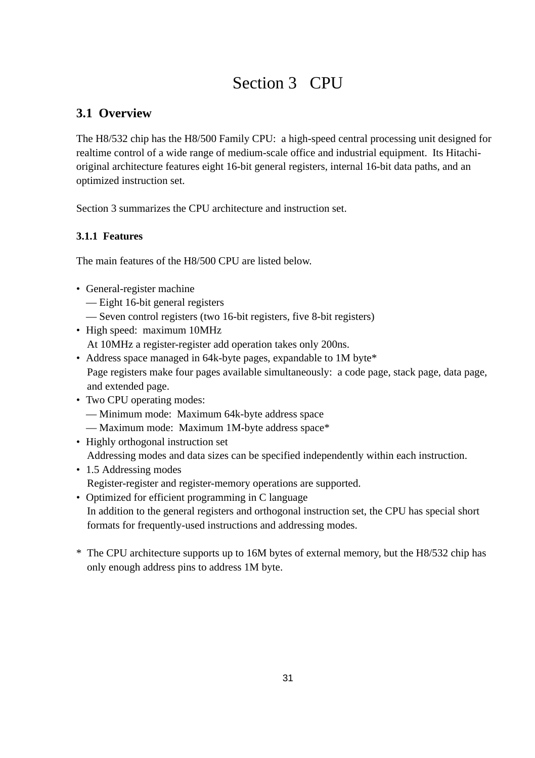# Section 3 CPU

## 3.1 Overview

The H8/532 chip has the H8/500 Family CPU: a high-speed central processing unit designed for realtime control of a wide range of medium-scale office and industrial equipment. Its Hitachi-original architecture features eight 16-bit general registers, internal 16-bit data paths, and an optimized instruction set.

Section 3 summarizes the CPU architecture and instruction set.

### 3.1.1 Features

The main features of the H8/500 CPU are listed below.

- General-register machine
  — Eight 16-bit general registers
  — Seven control registers (two 16-bit registers, five 8-bit registers)
- High speed: maximum 10MHz
  At 10MHz a register-register add operation takes only 200ns.
- Address space managed in 64k-byte pages, expandable to 1M byte*
  Page registers make four pages available simultaneously: a code page, stack page, data page, and extended page.
- Two CPU operating modes:
  — Minimum mode: Maximum 64k-byte address space
  — Maximum mode: Maximum 1M-byte address space*
- Highly orthogonal instruction set
  Addressing modes and data sizes can be specified independently within each instruction.
- 1.5 Addressing modes
  Register-register and register-memory operations are supported.
- Optimized for efficient programming in C language
  In addition to the general registers and orthogonal instruction set, the CPU has special short formats for frequently-used instructions and addressing modes.

\* The CPU architecture supports up to 16M bytes of external memory, but the H8/532 chip has only enough address pins to address 1M byte.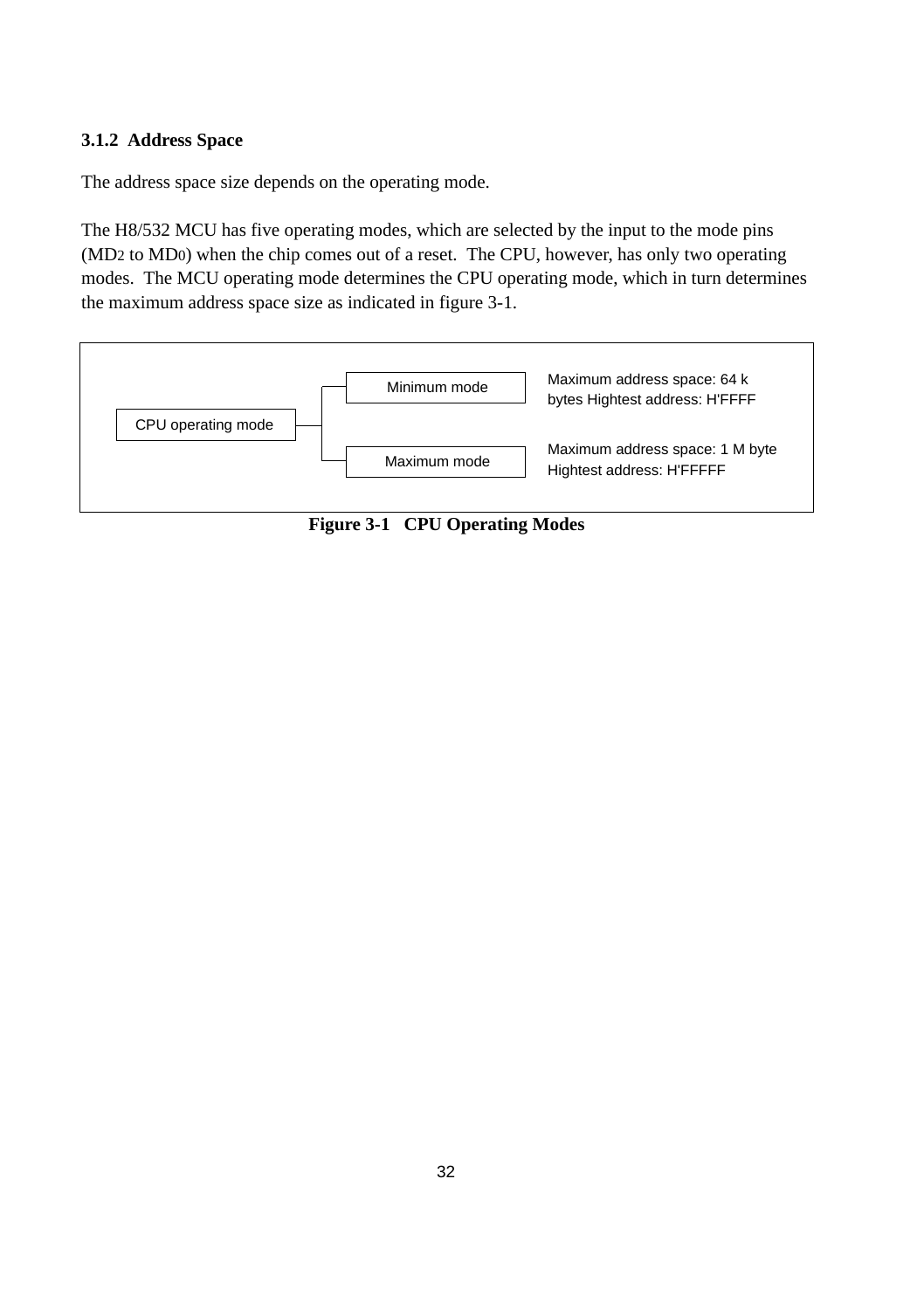### 3.1.2 Address Space

The address space size depends on the operating mode.

The H8/532 MCU has five operating modes, which are selected by the input to the mode pins ($MD_2$ to $MD_0$) when the chip comes out of a reset. The CPU, however, has only two operating modes. The MCU operating mode determines the CPU operating mode, which in turn determines the maximum address space size as indicated in figure 3-1.

| CPU operating mode | Mode | Address space |
|---|---|---|
| CPU operating mode | Minimum mode | Maximum address space: 64 k bytes Hightest address: H'FFFF |
| | Maximum mode | Maximum address space: 1 M byte Hightest address: H'FFFFF |

**Figure 3-1 CPU Operating Modes**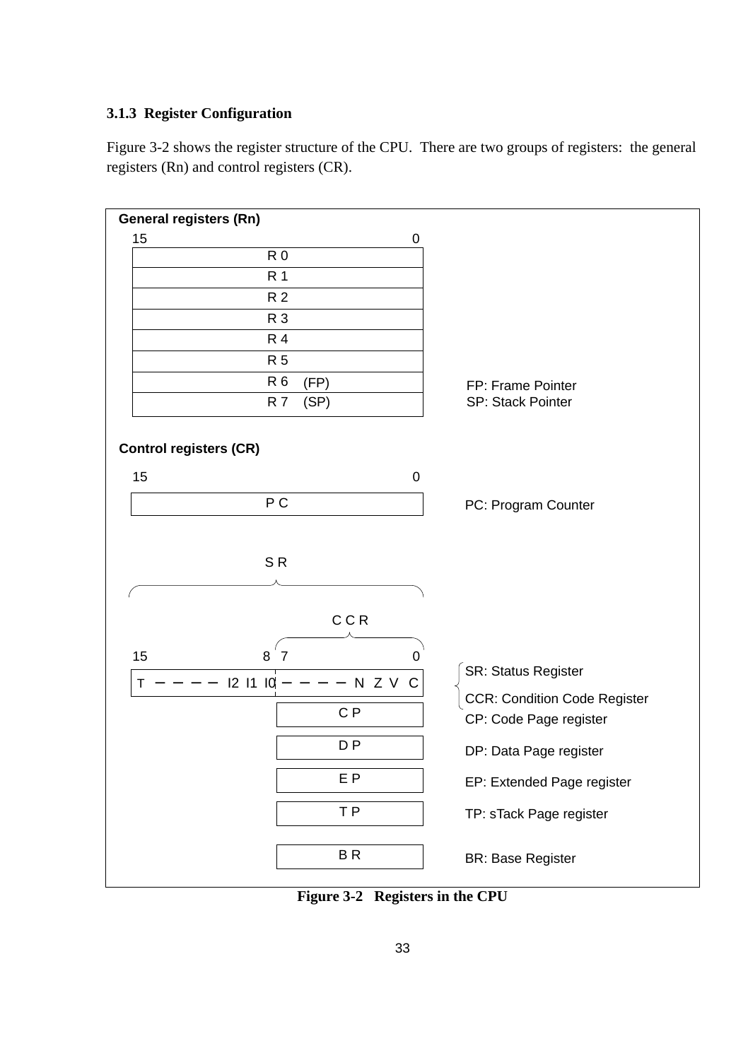### 3.1.3 Register Configuration

Figure 3-2 shows the register structure of the CPU. There are two groups of registers: the general registers (Rn) and control registers (CR).

**General registers (Rn)**

| 15 ... 0 | |
|---|---|
| R 0 | |
| R 1 | |
| R 2 | |
| R 3 | |
| R 4 | |
| R 5 | |
| R 6 (FP) | FP: Frame Pointer |
| R 7 (SP) | SP: Stack Pointer |

**Control registers (CR)**

| 15 ... 0 | |
|---|---|
| P C | PC: Program Counter |

S R (bits 15–0), C C R (bits 7–0)

| 15 ... 8 | 7 ... 0 | |
|---|---|---|
| T − − − − I2 I1 I0 | − − − − N Z V C | SR: Status Register / CCR: Condition Code Register |
| | C P | CP: Code Page register |
| | D P | DP: Data Page register |
| | E P | EP: Extended Page register |
| | T P | TP: sTack Page register |
| | B R | BR: Base Register |

**Figure 3-2 Registers in the CPU**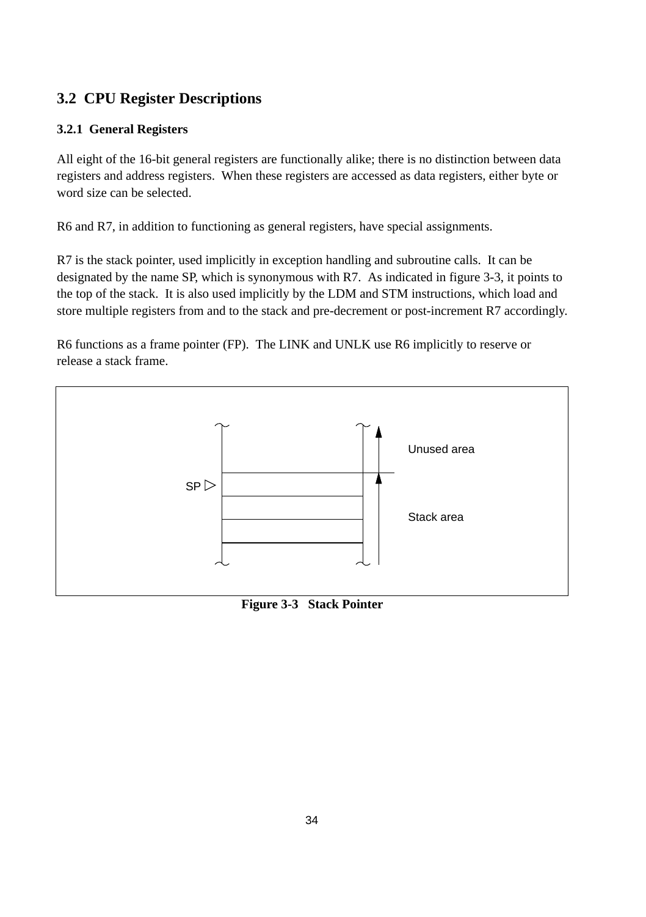## 3.2 CPU Register Descriptions

### 3.2.1 General Registers

All eight of the 16-bit general registers are functionally alike; there is no distinction between data registers and address registers. When these registers are accessed as data registers, either byte or word size can be selected.

R6 and R7, in addition to functioning as general registers, have special assignments.

R7 is the stack pointer, used implicitly in exception handling and subroutine calls. It can be designated by the name SP, which is synonymous with R7. As indicated in figure 3-3, it points to the top of the stack. It is also used implicitly by the LDM and STM instructions, which load and store multiple registers from and to the stack and pre-decrement or post-increment R7 accordingly.

R6 functions as a frame pointer (FP). The LINK and UNLK use R6 implicitly to reserve or release a stack frame.

SP ▷

Unused area

Stack area

**Figure 3-3 Stack Pointer**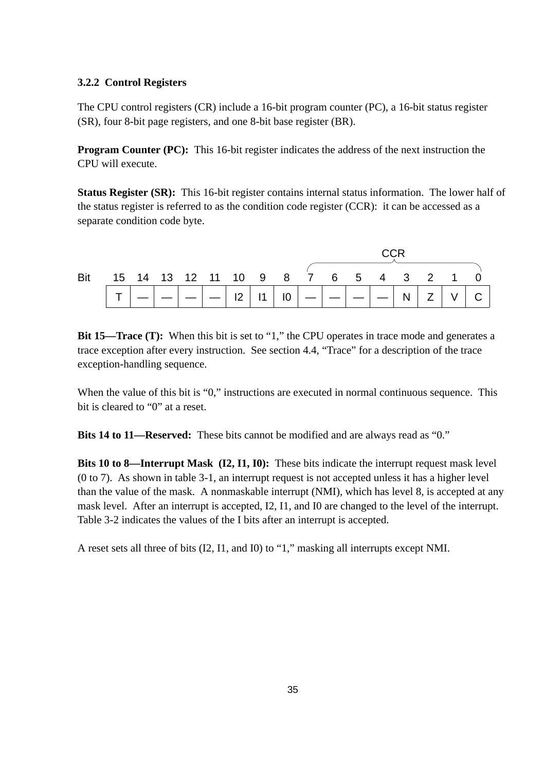### 3.2.2 Control Registers

The CPU control registers (CR) include a 16-bit program counter (PC), a 16-bit status register (SR), four 8-bit page registers, and one 8-bit base register (BR).

**Program Counter (PC):** This 16-bit register indicates the address of the next instruction the CPU will execute.

**Status Register (SR):** This 16-bit register contains internal status information. The lower half of the status register is referred to as the condition code register (CCR): it can be accessed as a separate condition code byte.

| | | | | | | | | | CCR | | | | | | | |
|---|---|---|---|---|---|---|---|---|---|---|---|---|---|---|---|---|
| Bit | 15 | 14 | 13 | 12 | 11 | 10 | 9 | 8 | 7 | 6 | 5 | 4 | 3 | 2 | 1 | 0 |
| | T | — | — | — | — | I2 | I1 | I0 | — | — | — | — | N | Z | V | C |

**Bit 15—Trace (T):** When this bit is set to "1," the CPU operates in trace mode and generates a trace exception after every instruction. See section 4.4, "Trace" for a description of the trace exception-handling sequence.

When the value of this bit is "0," instructions are executed in normal continuous sequence. This bit is cleared to "0" at a reset.

**Bits 14 to 11—Reserved:** These bits cannot be modified and are always read as "0."

**Bits 10 to 8—Interrupt Mask (I2, I1, I0):** These bits indicate the interrupt request mask level (0 to 7). As shown in table 3-1, an interrupt request is not accepted unless it has a higher level than the value of the mask. A nonmaskable interrupt (NMI), which has level 8, is accepted at any mask level. After an interrupt is accepted, I2, I1, and I0 are changed to the level of the interrupt. Table 3-2 indicates the values of the I bits after an interrupt is accepted.

A reset sets all three of bits (I2, I1, and I0) to "1," masking all interrupts except NMI.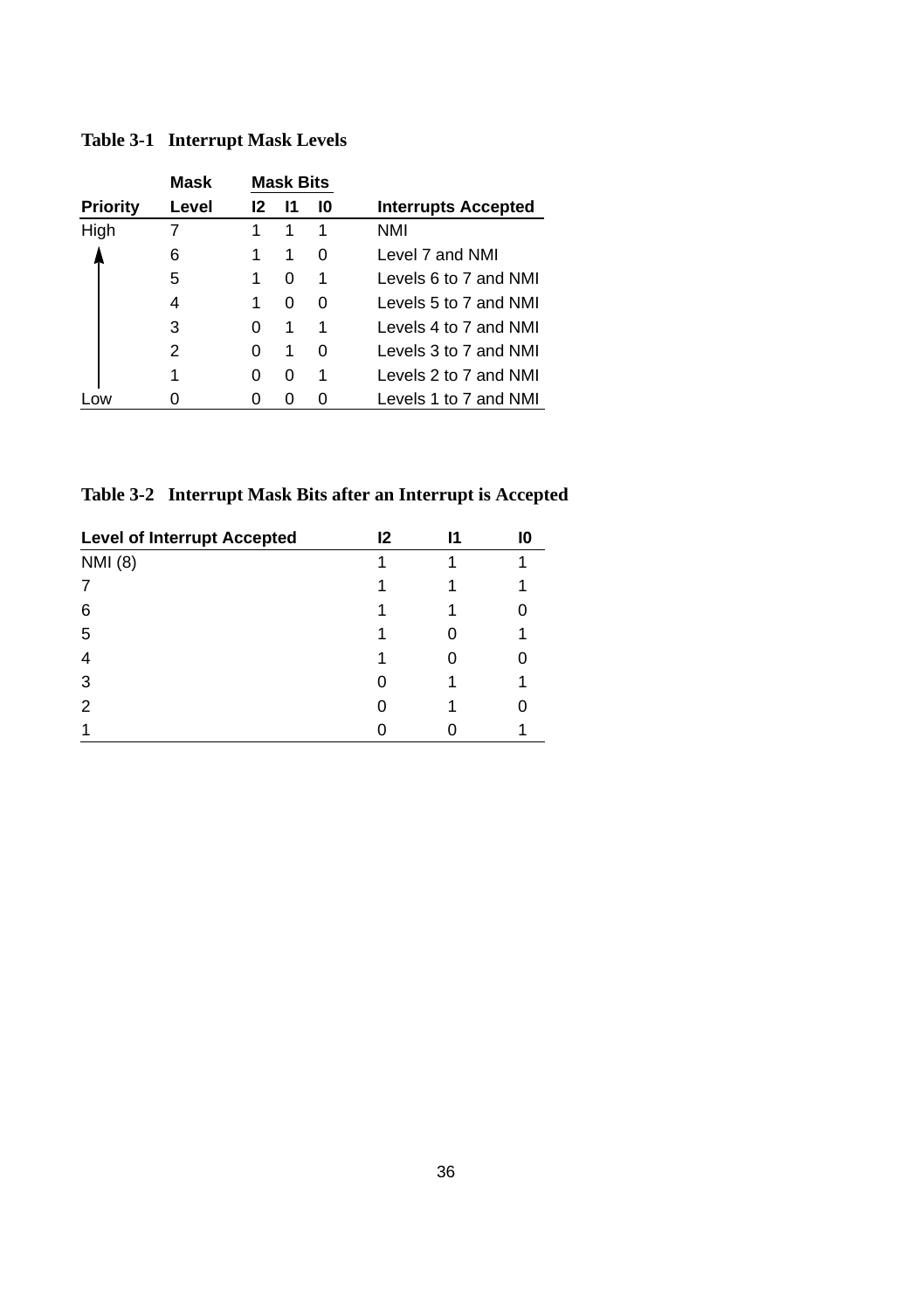**Table 3-1 Interrupt Mask Levels**

| Priority | Mask Level | Mask Bits | | | Interrupts Accepted |
|---|---|---|---|---|---|
| | | I2 | I1 | I0 | |
| High | 7 | 1 | 1 | 1 | NMI |
| ↑ | 6 | 1 | 1 | 0 | Level 7 and NMI |
| | 5 | 1 | 0 | 1 | Levels 6 to 7 and NMI |
| | 4 | 1 | 0 | 0 | Levels 5 to 7 and NMI |
| | 3 | 0 | 1 | 1 | Levels 4 to 7 and NMI |
| | 2 | 0 | 1 | 0 | Levels 3 to 7 and NMI |
| | 1 | 0 | 0 | 1 | Levels 2 to 7 and NMI |
| Low | 0 | 0 | 0 | 0 | Levels 1 to 7 and NMI |

**Table 3-2 Interrupt Mask Bits after an Interrupt is Accepted**

| Level of Interrupt Accepted | I2 | I1 | I0 |
|---|---|---|---|
| NMI (8) | 1 | 1 | 1 |
| 7 | 1 | 1 | 1 |
| 6 | 1 | 1 | 0 |
| 5 | 1 | 0 | 1 |
| 4 | 1 | 0 | 0 |
| 3 | 0 | 1 | 1 |
| 2 | 0 | 1 | 0 |
| 1 | 0 | 0 | 1 |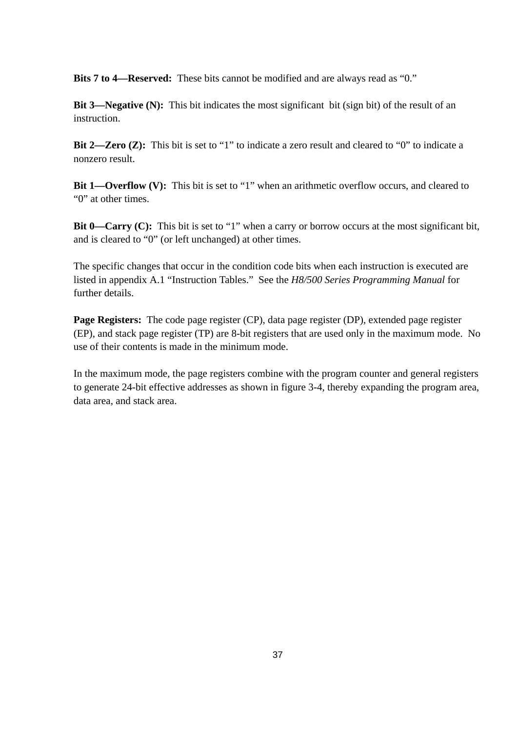**Bits 7 to 4—Reserved:** These bits cannot be modified and are always read as "0."

**Bit 3—Negative (N):** This bit indicates the most significant bit (sign bit) of the result of an instruction.

**Bit 2—Zero (Z):** This bit is set to "1" to indicate a zero result and cleared to "0" to indicate a nonzero result.

**Bit 1—Overflow (V):** This bit is set to "1" when an arithmetic overflow occurs, and cleared to "0" at other times.

**Bit 0—Carry (C):** This bit is set to "1" when a carry or borrow occurs at the most significant bit, and is cleared to "0" (or left unchanged) at other times.

The specific changes that occur in the condition code bits when each instruction is executed are listed in appendix A.1 "Instruction Tables." See the *H8/500 Series Programming Manual* for further details.

**Page Registers:** The code page register (CP), data page register (DP), extended page register (EP), and stack page register (TP) are 8-bit registers that are used only in the maximum mode. No use of their contents is made in the minimum mode.

In the maximum mode, the page registers combine with the program counter and general registers to generate 24-bit effective addresses as shown in figure 3-4, thereby expanding the program area, data area, and stack area.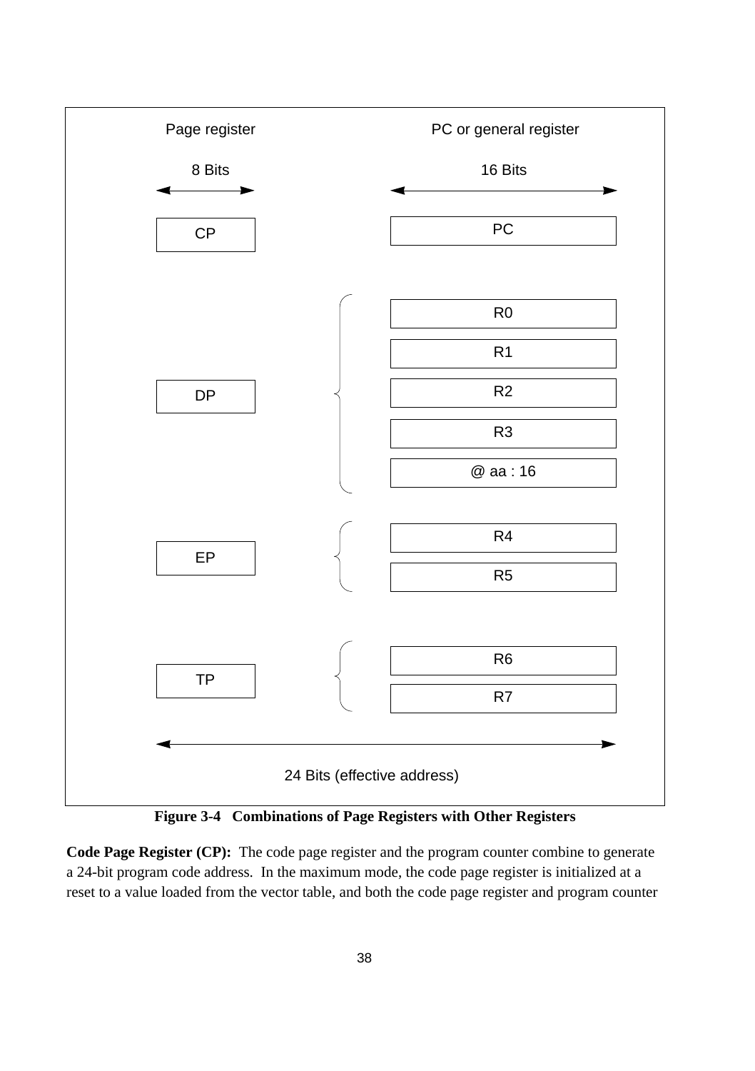| Page register | PC or general register |
| --- | --- |
| 8 Bits | 16 Bits |
| CP | PC |
| DP | R0, R1, R2, R3, @ aa : 16 |
| EP | R4, R5 |
| TP | R6, R7 |

24 Bits (effective address)

**Figure 3-4 Combinations of Page Registers with Other Registers**

**Code Page Register (CP):** The code page register and the program counter combine to generate a 24-bit program code address. In the maximum mode, the code page register is initialized at a reset to a value loaded from the vector table, and both the code page register and program counter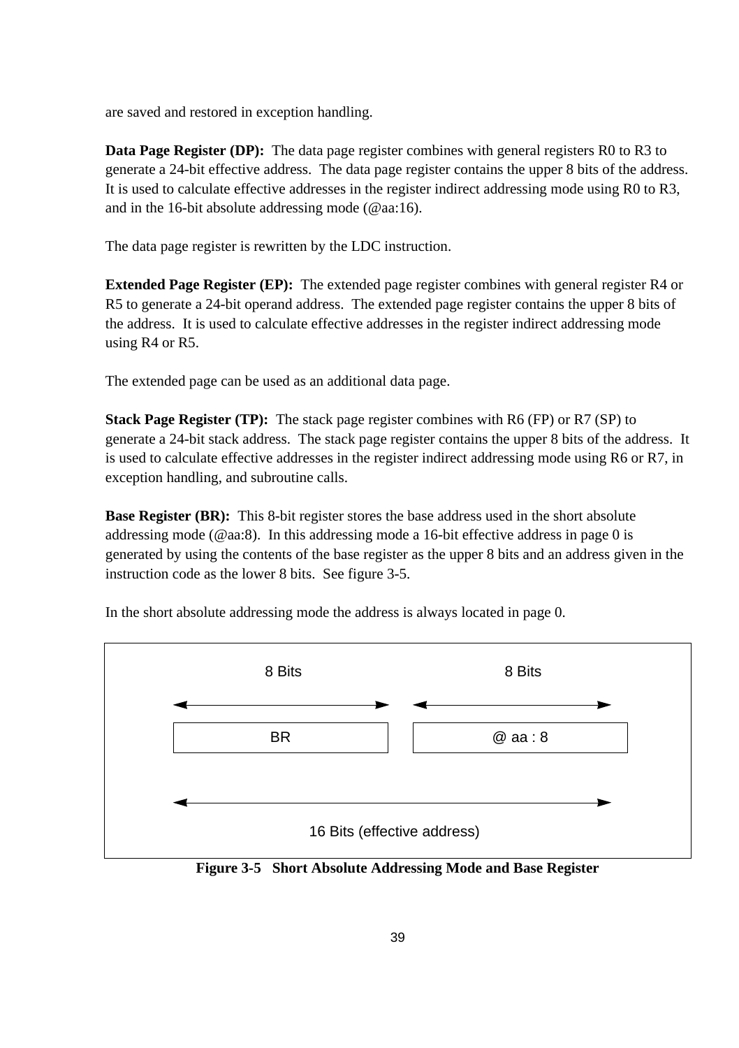are saved and restored in exception handling.

**Data Page Register (DP):** The data page register combines with general registers R0 to R3 to generate a 24-bit effective address. The data page register contains the upper 8 bits of the address. It is used to calculate effective addresses in the register indirect addressing mode using R0 to R3, and in the 16-bit absolute addressing mode (@aa:16).

The data page register is rewritten by the LDC instruction.

**Extended Page Register (EP):** The extended page register combines with general register R4 or R5 to generate a 24-bit operand address. The extended page register contains the upper 8 bits of the address. It is used to calculate effective addresses in the register indirect addressing mode using R4 or R5.

The extended page can be used as an additional data page.

**Stack Page Register (TP):** The stack page register combines with R6 (FP) or R7 (SP) to generate a 24-bit stack address. The stack page register contains the upper 8 bits of the address. It is used to calculate effective addresses in the register indirect addressing mode using R6 or R7, in exception handling, and subroutine calls.

**Base Register (BR):** This 8-bit register stores the base address used in the short absolute addressing mode (@aa:8). In this addressing mode a 16-bit effective address in page 0 is generated by using the contents of the base register as the upper 8 bits and an address given in the instruction code as the lower 8 bits. See figure 3-5.

In the short absolute addressing mode the address is always located in page 0.

| 8 Bits | 8 Bits |
|---|---|
| BR | @ aa : 8 |
| 16 Bits (effective address) | |

**Figure 3-5 Short Absolute Addressing Mode and Base Register**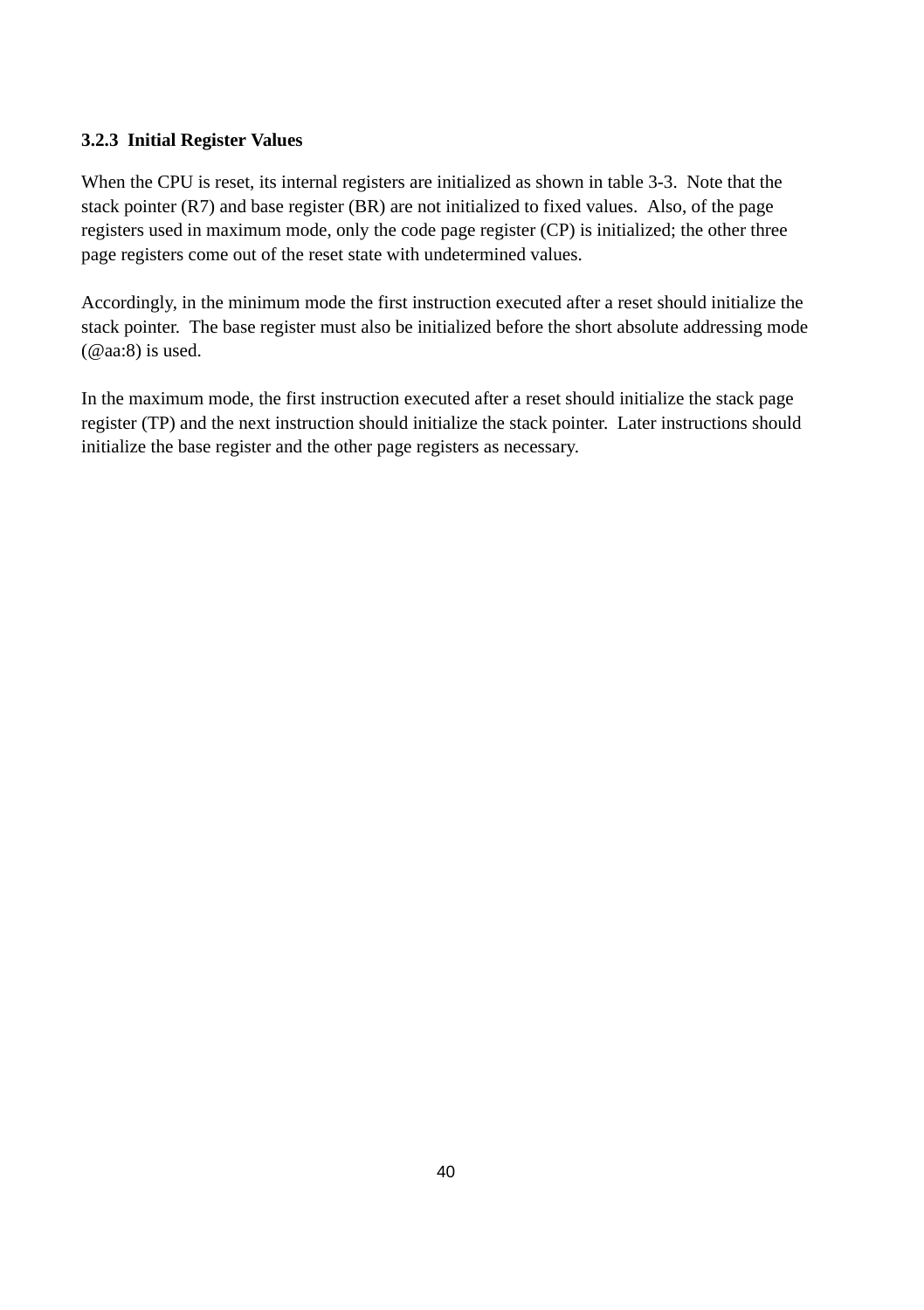### 3.2.3 Initial Register Values

When the CPU is reset, its internal registers are initialized as shown in table 3-3. Note that the stack pointer (R7) and base register (BR) are not initialized to fixed values. Also, of the page registers used in maximum mode, only the code page register (CP) is initialized; the other three page registers come out of the reset state with undetermined values.

Accordingly, in the minimum mode the first instruction executed after a reset should initialize the stack pointer. The base register must also be initialized before the short absolute addressing mode (@aa:8) is used.

In the maximum mode, the first instruction executed after a reset should initialize the stack page register (TP) and the next instruction should initialize the stack pointer. Later instructions should initialize the base register and the other page registers as necessary.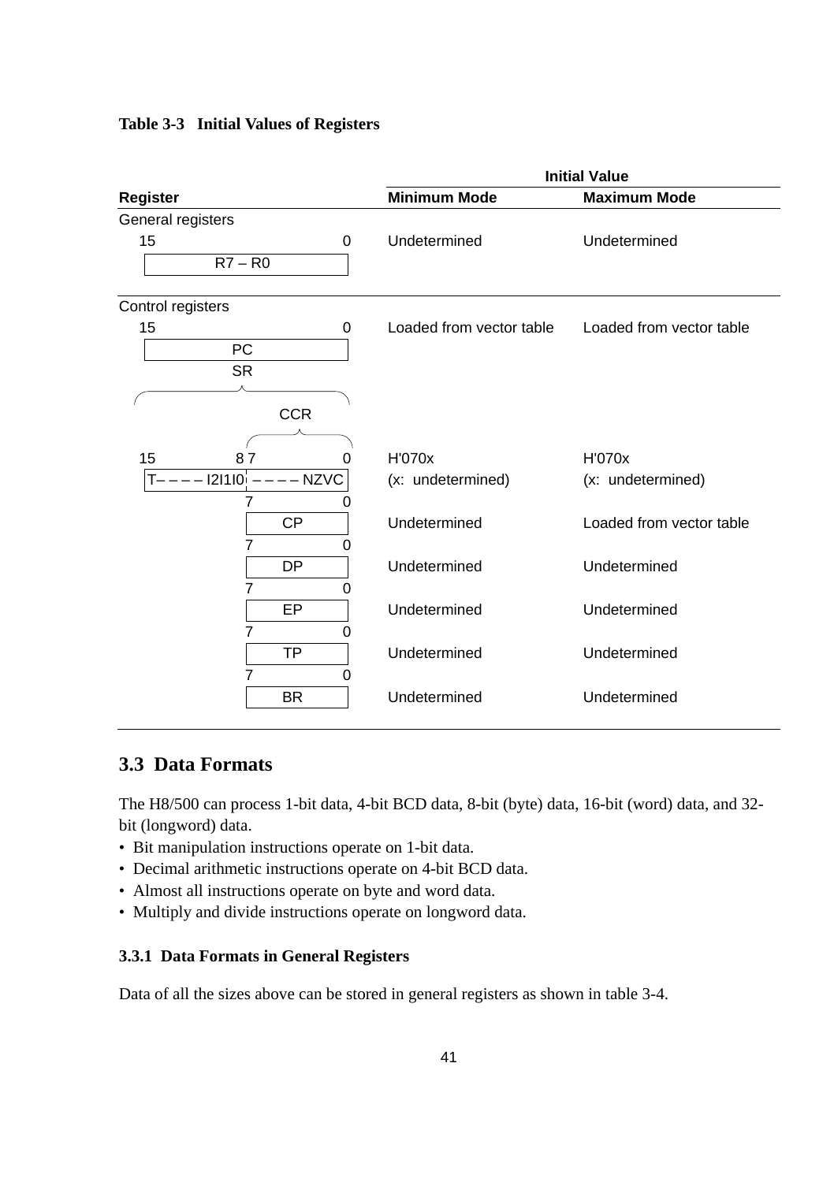**Table 3-3 Initial Values of Registers**

| Register | Initial Value: Minimum Mode | Initial Value: Maximum Mode |
|---|---|---|
| General registers | | |
| R7 – R0 (bits 15–0) | Undetermined | Undetermined |
| Control registers | | |
| PC (bits 15–0) | Loaded from vector table | Loaded from vector table |
| SR (bits 15–0): T – – – – I2 I1 I0 (bits 15–8) / CCR: – – – – N Z V C (bits 7–0) | H'070x (x: undetermined) | H'070x (x: undetermined) |
| CP (bits 7–0) | Undetermined | Loaded from vector table |
| DP (bits 7–0) | Undetermined | Undetermined |
| EP (bits 7–0) | Undetermined | Undetermined |
| TP (bits 7–0) | Undetermined | Undetermined |
| BR (bits 7–0) | Undetermined | Undetermined |

## 3.3 Data Formats

The H8/500 can process 1-bit data, 4-bit BCD data, 8-bit (byte) data, 16-bit (word) data, and 32-bit (longword) data.

- Bit manipulation instructions operate on 1-bit data.
- Decimal arithmetic instructions operate on 4-bit BCD data.
- Almost all instructions operate on byte and word data.
- Multiply and divide instructions operate on longword data.

### 3.3.1 Data Formats in General Registers

Data of all the sizes above can be stored in general registers as shown in table 3-4.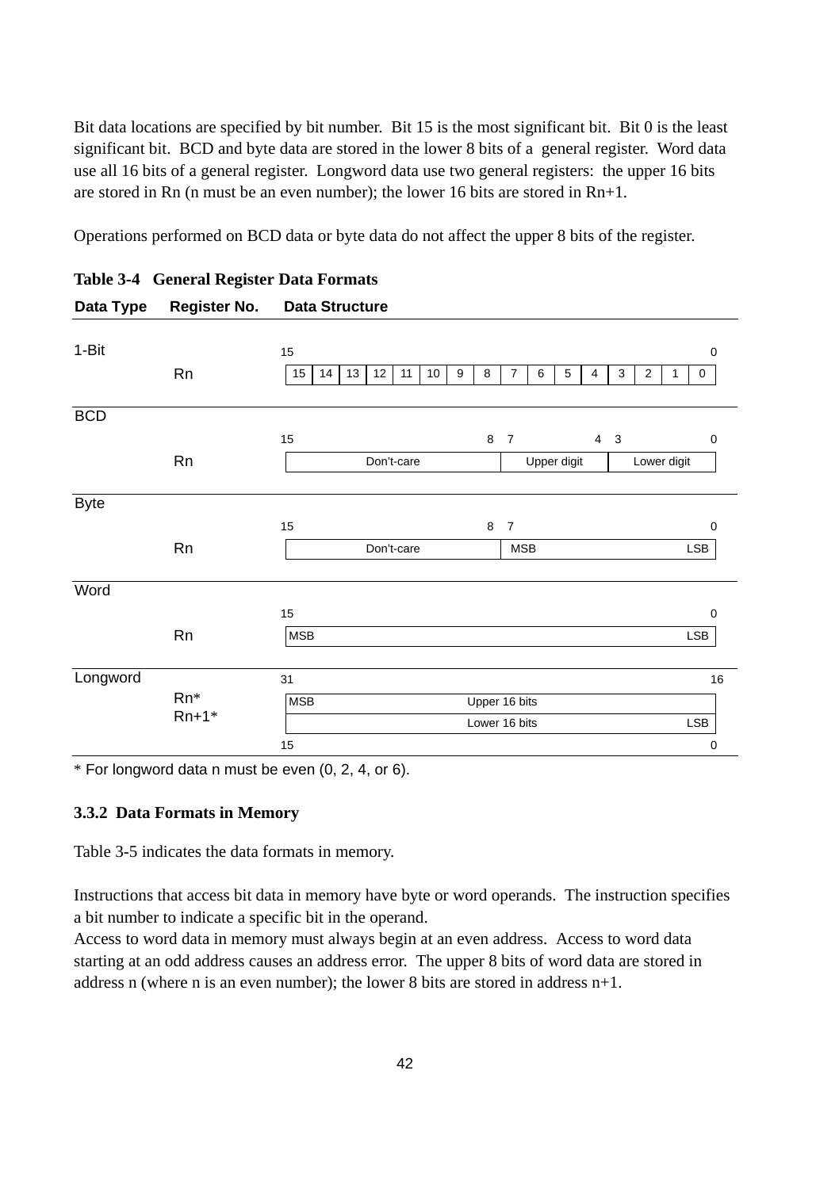Bit data locations are specified by bit number. Bit 15 is the most significant bit. Bit 0 is the least significant bit. BCD and byte data are stored in the lower 8 bits of a general register. Word data use all 16 bits of a general register. Longword data use two general registers: the upper 16 bits are stored in Rn (n must be an even number); the lower 16 bits are stored in Rn+1.

Operations performed on BCD data or byte data do not affect the upper 8 bits of the register.

**Table 3-4 General Register Data Formats**

| Data Type | Register No. | Data Structure |
|---|---|---|
| 1-Bit | Rn | Bits 15–0: 15 \| 14 \| 13 \| 12 \| 11 \| 10 \| 9 \| 8 \| 7 \| 6 \| 5 \| 4 \| 3 \| 2 \| 1 \| 0 |
| BCD | Rn | Bits 15–8: Don't-care; Bits 7–4: Upper digit; Bits 3–0: Lower digit |
| Byte | Rn | Bits 15–8: Don't-care; Bits 7–0: MSB … LSB |
| Word | Rn | Bits 15–0: MSB … LSB |
| Longword | Rn* | Bits 31–16: MSB … Upper 16 bits |
| | Rn+1* | Bits 15–0: Lower 16 bits … LSB |

\* For longword data n must be even (0, 2, 4, or 6).

### 3.3.2 Data Formats in Memory

Table 3-5 indicates the data formats in memory.

Instructions that access bit data in memory have byte or word operands. The instruction specifies a bit number to indicate a specific bit in the operand.
Access to word data in memory must always begin at an even address. Access to word data starting at an odd address causes an address error. The upper 8 bits of word data are stored in address n (where n is an even number); the lower 8 bits are stored in address n+1.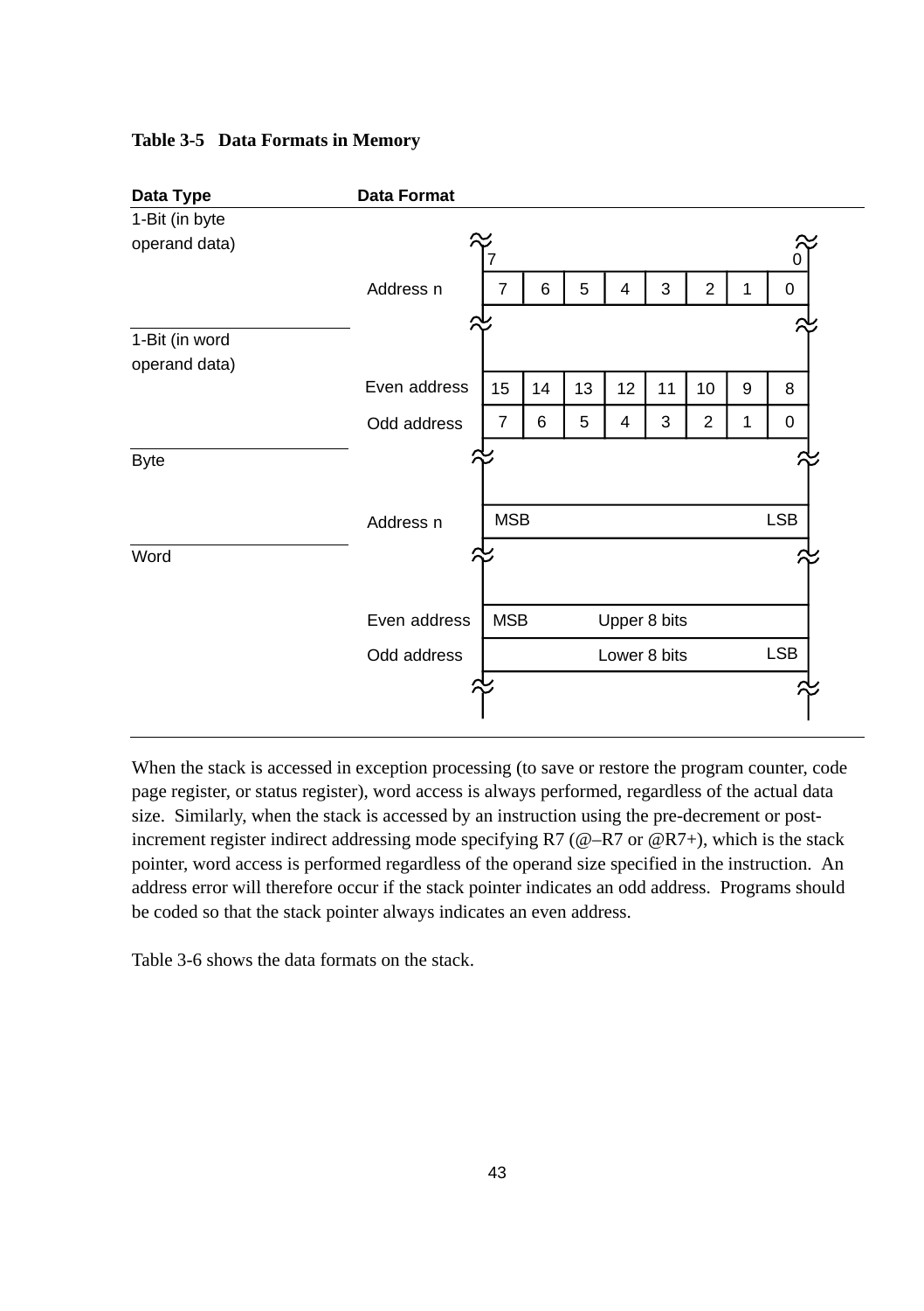**Table 3-5 Data Formats in Memory**

| Data Type | Address | Data Format | | | | | | | |
|---|---|---|---|---|---|---|---|---|---|
| 1-Bit (in byte operand data) | | 7 | | | | | | | 0 |
| | Address n | 7 | 6 | 5 | 4 | 3 | 2 | 1 | 0 |
| 1-Bit (in word operand data) | Even address | 15 | 14 | 13 | 12 | 11 | 10 | 9 | 8 |
| | Odd address | 7 | 6 | 5 | 4 | 3 | 2 | 1 | 0 |
| Byte | Address n | MSB | | | | | | | LSB |
| Word | Even address | MSB | | | Upper 8 bits | | | | |
| | Odd address | | | | Lower 8 bits | | | | LSB |

When the stack is accessed in exception processing (to save or restore the program counter, code page register, or status register), word access is always performed, regardless of the actual data size. Similarly, when the stack is accessed by an instruction using the pre-decrement or post-increment register indirect addressing mode specifying R7 (@–R7 or @R7+), which is the stack pointer, word access is performed regardless of the operand size specified in the instruction. An address error will therefore occur if the stack pointer indicates an odd address. Programs should be coded so that the stack pointer always indicates an even address.

Table 3-6 shows the data formats on the stack.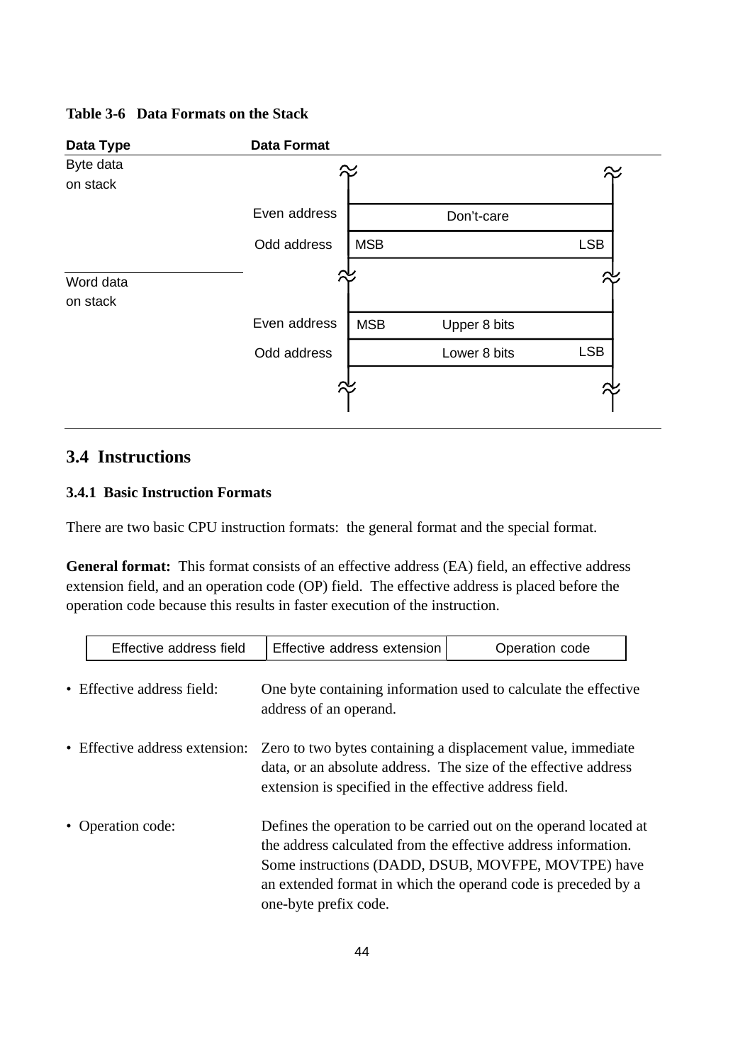**Table 3-6 Data Formats on the Stack**

| Data Type | Data Format | | |
|---|---|---|---|
| Byte data on stack | Even address | Don't-care | |
| | Odd address | MSB | LSB |
| Word data on stack | Even address | MSB Upper 8 bits | |
| | Odd address | Lower 8 bits | LSB |

## 3.4 Instructions

### 3.4.1 Basic Instruction Formats

There are two basic CPU instruction formats: the general format and the special format.

**General format:** This format consists of an effective address (EA) field, an effective address extension field, and an operation code (OP) field. The effective address is placed before the operation code because this results in faster execution of the instruction.

| Effective address field | Effective address extension | Operation code |
|---|---|---|

- Effective address field: One byte containing information used to calculate the effective address of an operand.
- Effective address extension: Zero to two bytes containing a displacement value, immediate data, or an absolute address. The size of the effective address extension is specified in the effective address field.
- Operation code: Defines the operation to be carried out on the operand located at the address calculated from the effective address information. Some instructions (DADD, DSUB, MOVFPE, MOVTPE) have an extended format in which the operand code is preceded by a one-byte prefix code.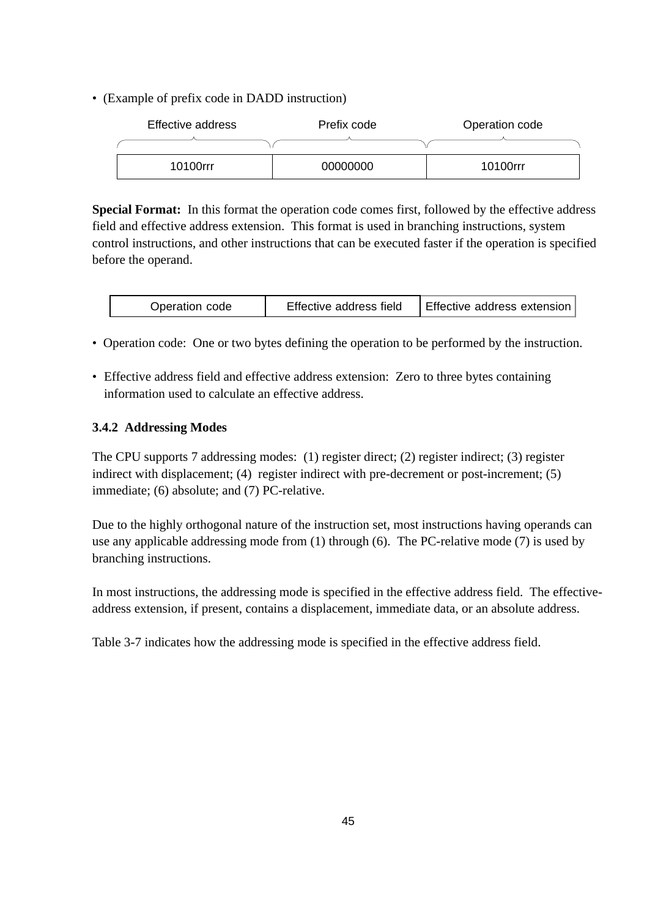- (Example of prefix code in DADD instruction)

| Effective address | Prefix code | Operation code |
|---|---|---|
| 10100rrr | 00000000 | 10100rrr |

**Special Format:** In this format the operation code comes first, followed by the effective address field and effective address extension. This format is used in branching instructions, system control instructions, and other instructions that can be executed faster if the operation is specified before the operand.

| Operation code | Effective address field | Effective address extension |
|---|---|---|

- Operation code: One or two bytes defining the operation to be performed by the instruction.
- Effective address field and effective address extension: Zero to three bytes containing information used to calculate an effective address.

### 3.4.2 Addressing Modes

The CPU supports 7 addressing modes: (1) register direct; (2) register indirect; (3) register indirect with displacement; (4) register indirect with pre-decrement or post-increment; (5) immediate; (6) absolute; and (7) PC-relative.

Due to the highly orthogonal nature of the instruction set, most instructions having operands can use any applicable addressing mode from (1) through (6). The PC-relative mode (7) is used by branching instructions.

In most instructions, the addressing mode is specified in the effective address field. The effective-address extension, if present, contains a displacement, immediate data, or an absolute address.

Table 3-7 indicates how the addressing mode is specified in the effective address field.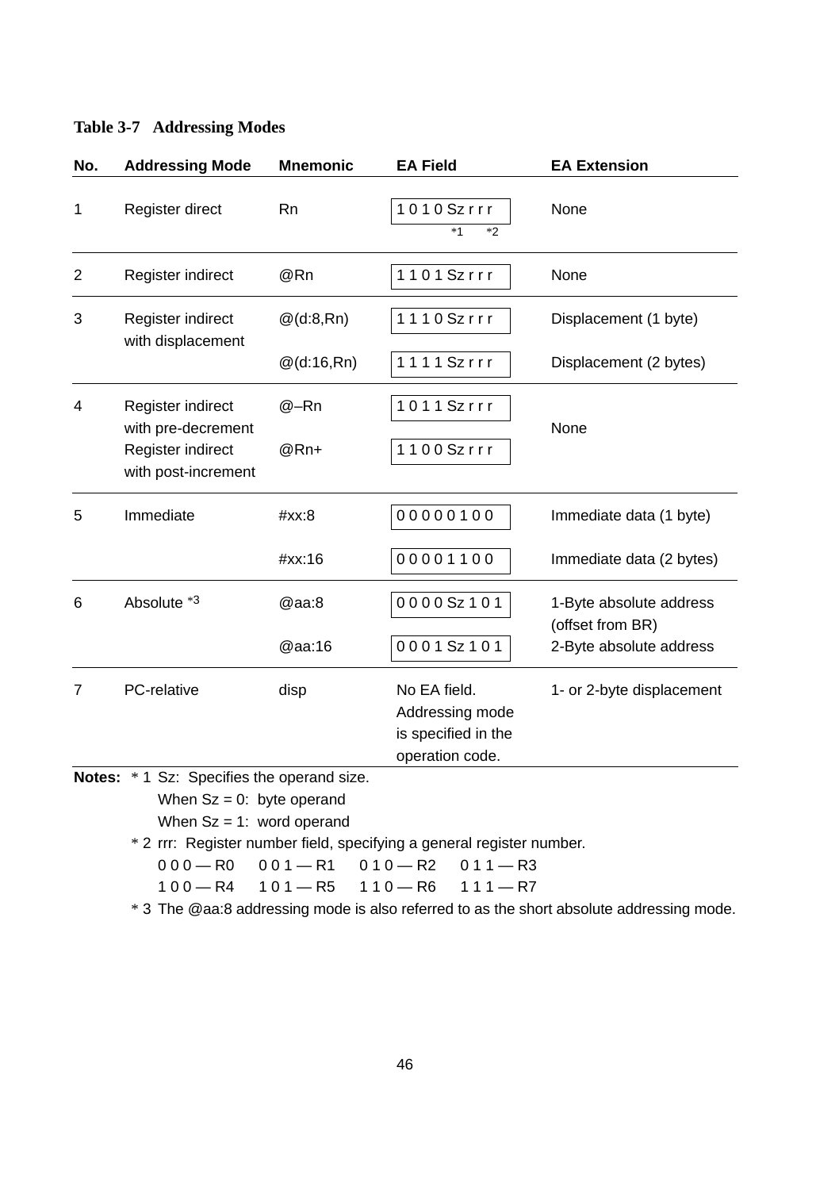**Table 3-7 Addressing Modes**

| No. | Addressing Mode | Mnemonic | EA Field | EA Extension |
|---|---|---|---|---|
| 1 | Register direct | Rn | 1 0 1 0 Sz r r r (*1 *2) | None |
| 2 | Register indirect | @Rn | 1 1 0 1 Sz r r r | None |
| 3 | Register indirect with displacement | @(d:8,Rn) | 1 1 1 0 Sz r r r | Displacement (1 byte) |
| | | @(d:16,Rn) | 1 1 1 1 Sz r r r | Displacement (2 bytes) |
| 4 | Register indirect with pre-decrement | @–Rn | 1 0 1 1 Sz r r r | None |
| | Register indirect with post-increment | @Rn+ | 1 1 0 0 Sz r r r | None |
| 5 | Immediate | #xx:8 | 0 0 0 0 0 1 0 0 | Immediate data (1 byte) |
| | | #xx:16 | 0 0 0 0 1 1 0 0 | Immediate data (2 bytes) |
| 6 | Absolute *3 | @aa:8 | 0 0 0 0 Sz 1 0 1 | 1-Byte absolute address (offset from BR) |
| | | @aa:16 | 0 0 0 1 Sz 1 0 1 | 2-Byte absolute address |
| 7 | PC-relative | disp | No EA field. Addressing mode is specified in the operation code. | 1- or 2-byte displacement |

**Notes:** * 1 Sz: Specifies the operand size.
When Sz = 0: byte operand
When Sz = 1: word operand

* 2 rrr: Register number field, specifying a general register number.
0 0 0 — R0 0 0 1 — R1 0 1 0 — R2 0 1 1 — R3
1 0 0 — R4 1 0 1 — R5 1 1 0 — R6 1 1 1 — R7

* 3 The @aa:8 addressing mode is also referred to as the short absolute addressing mode.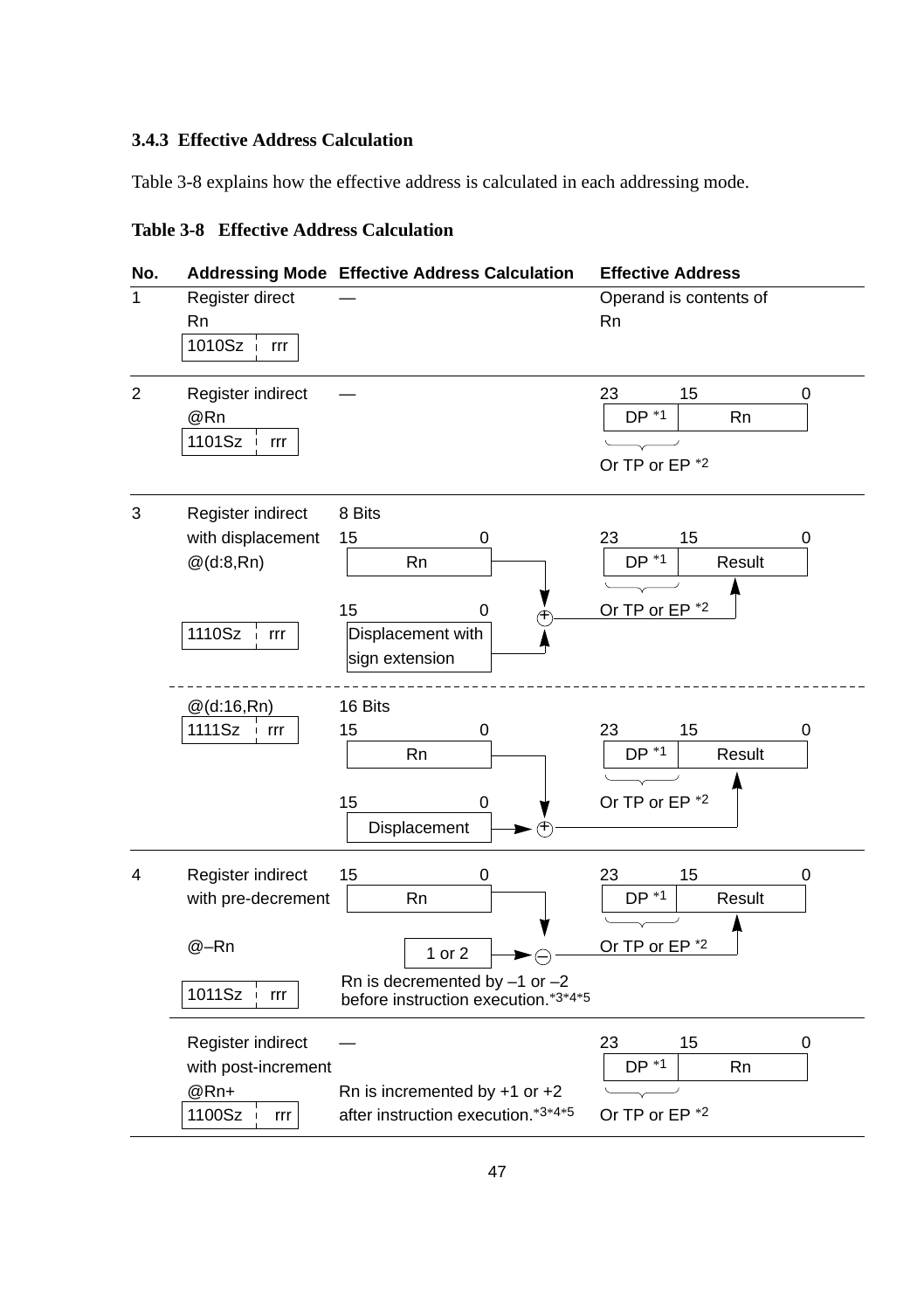### 3.4.3 Effective Address Calculation

Table 3-8 explains how the effective address is calculated in each addressing mode.

**Table 3-8 Effective Address Calculation**

| No. | Addressing Mode | Effective Address Calculation | Effective Address |
|---|---|---|---|
| 1 | Register direct<br>Rn<br>1010Sz ¦ rrr | — | Operand is contents of Rn |
| 2 | Register indirect<br>@Rn<br>1101Sz ¦ rrr | — | 23 15 0<br>DP *1 \| Rn<br>Or TP or EP *2 |
| 3 | Register indirect with displacement<br>@(d:8,Rn)<br>1110Sz ¦ rrr | 8 Bits<br>15 0<br>Rn<br>+<br>15 0<br>Displacement with sign extension | 23 15 0<br>DP *1 \| Result<br>Or TP or EP *2 |
| | @(d:16,Rn)<br>1111Sz ¦ rrr | 16 Bits<br>15 0<br>Rn<br>+<br>15 0<br>Displacement | 23 15 0<br>DP *1 \| Result<br>Or TP or EP *2 |
| 4 | Register indirect with pre-decrement<br>@–Rn<br>1011Sz ¦ rrr | 15 0<br>Rn<br>– 1 or 2<br>Rn is decremented by –1 or –2 before instruction execution.*3*4*5 | 23 15 0<br>DP *1 \| Result<br>Or TP or EP *2 |
| | Register indirect with post-increment<br>@Rn+<br>1100Sz ¦ rrr | —<br>Rn is incremented by +1 or +2 after instruction execution.*3*4*5 | 23 15 0<br>DP *1 \| Rn<br>Or TP or EP *2 |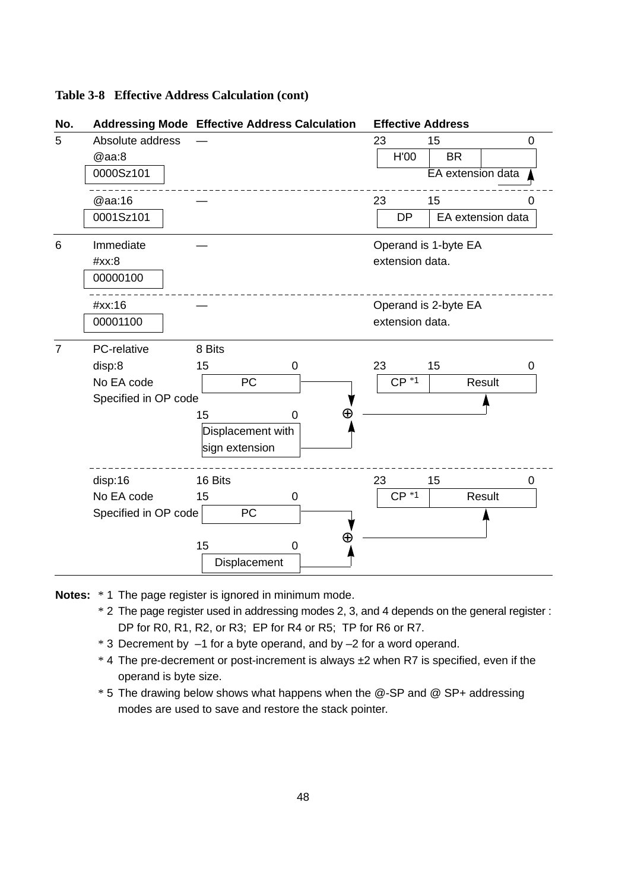**Table 3-8 Effective Address Calculation (cont)**

| No. | Addressing Mode | Effective Address Calculation | Effective Address |
|---|---|---|---|
| 5 | Absolute address<br>@aa:8<br>0000Sz101 | — | 23 / 15 / 0<br>H'00 \| BR \| EA extension data |
| | @aa:16<br>0001Sz101 | — | 23 / 15 / 0<br>DP \| EA extension data |
| 6 | Immediate<br>#xx:8<br>00000100 | — | Operand is 1-byte EA extension data. |
| | #xx:16<br>00001100 | — | Operand is 2-byte EA extension data. |
| 7 | PC-relative<br>disp:8<br>No EA code<br>Specified in OP code | 8 Bits<br>15–0: PC<br>⊕<br>15–0: Displacement with sign extension | 23 / 15 / 0<br>CP *1 \| Result |
| | disp:16<br>No EA code<br>Specified in OP code | 16 Bits<br>15–0: PC<br>⊕<br>15–0: Displacement | 23 / 15 / 0<br>CP *1 \| Result |

**Notes:**
- *1 The page register is ignored in minimum mode.
- *2 The page register used in addressing modes 2, 3, and 4 depends on the general register : DP for R0, R1, R2, or R3; EP for R4 or R5; TP for R6 or R7.
- *3 Decrement by –1 for a byte operand, and by –2 for a word operand.
- *4 The pre-decrement or post-increment is always ±2 when R7 is specified, even if the operand is byte size.
- *5 The drawing below shows what happens when the @-SP and @ SP+ addressing modes are used to save and restore the stack pointer.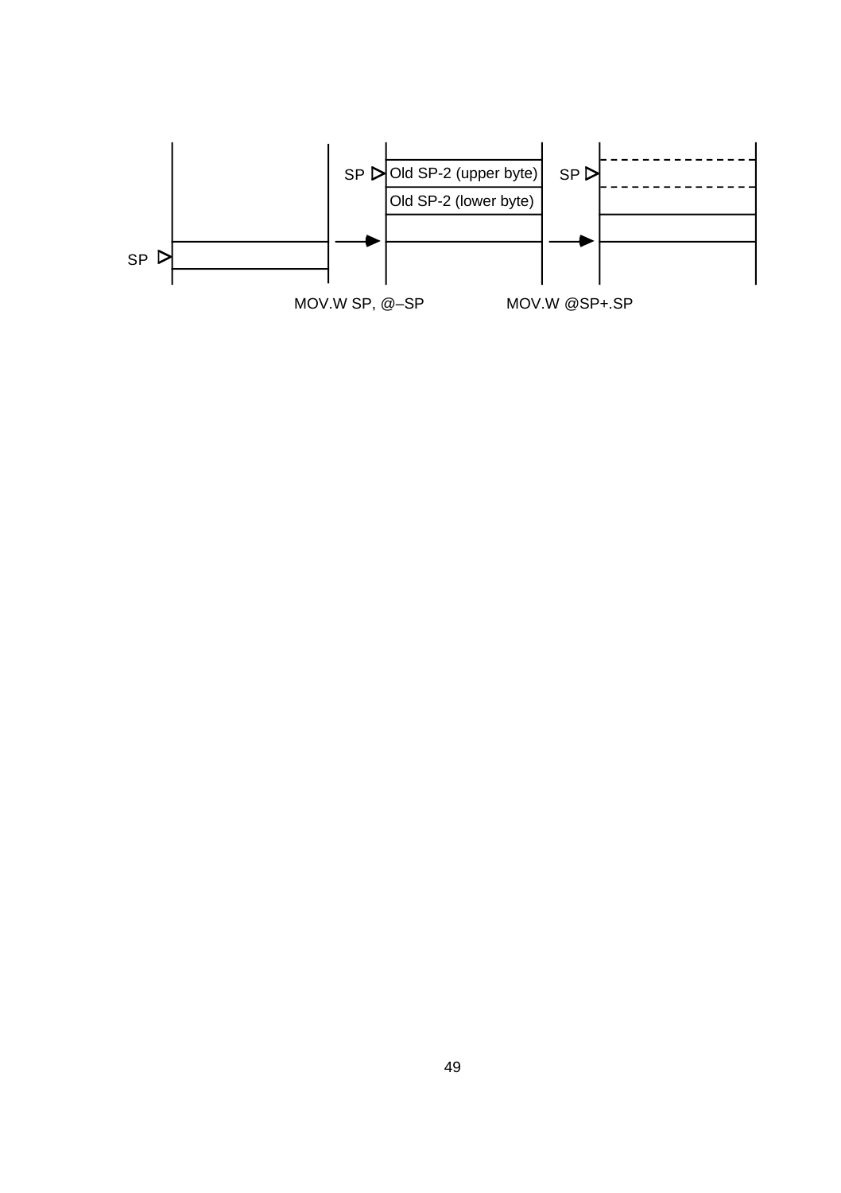SP ▷ Old SP-2 (upper byte)

Old SP-2 (lower byte)

SP ▷

SP ▷

MOV.W SP, @–SP

MOV.W @SP+.SP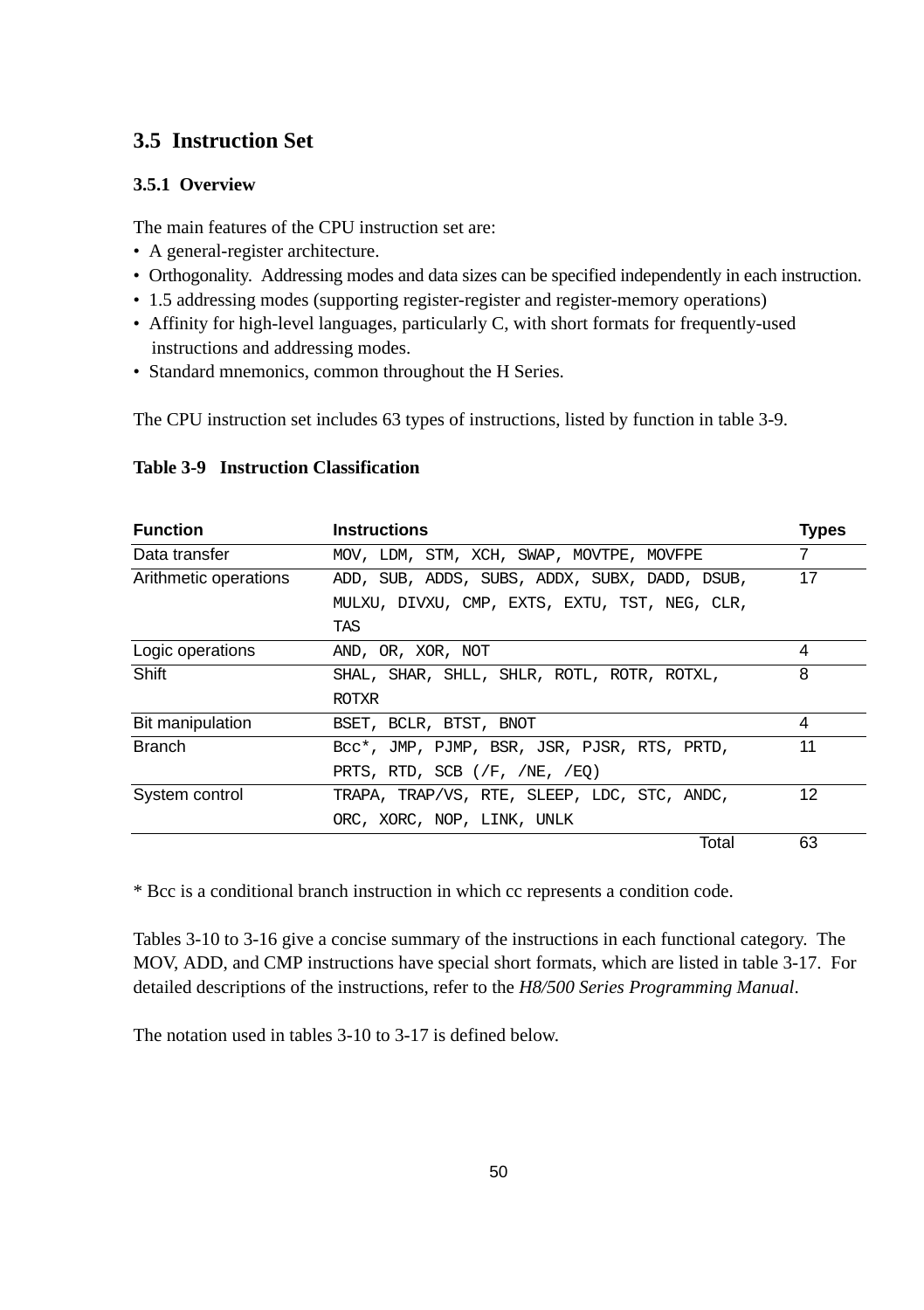## 3.5 Instruction Set

### 3.5.1 Overview

The main features of the CPU instruction set are:

- A general-register architecture.
- Orthogonality. Addressing modes and data sizes can be specified independently in each instruction.
- 1.5 addressing modes (supporting register-register and register-memory operations)
- Affinity for high-level languages, particularly C, with short formats for frequently-used instructions and addressing modes.
- Standard mnemonics, common throughout the H Series.

The CPU instruction set includes 63 types of instructions, listed by function in table 3-9.

**Table 3-9 Instruction Classification**

| Function | Instructions | Types |
|---|---|---|
| Data transfer | MOV, LDM, STM, XCH, SWAP, MOVTPE, MOVFPE | 7 |
| Arithmetic operations | ADD, SUB, ADDS, SUBS, ADDX, SUBX, DADD, DSUB, MULXU, DIVXU, CMP, EXTS, EXTU, TST, NEG, CLR, TAS | 17 |
| Logic operations | AND, OR, XOR, NOT | 4 |
| Shift | SHAL, SHAR, SHLL, SHLR, ROTL, ROTR, ROTXL, ROTXR | 8 |
| Bit manipulation | BSET, BCLR, BTST, BNOT | 4 |
| Branch | Bcc*, JMP, PJMP, BSR, JSR, PJSR, RTS, PRTD, PRTS, RTD, SCB (/F, /NE, /EQ) | 11 |
| System control | TRAPA, TRAP/VS, RTE, SLEEP, LDC, STC, ANDC, ORC, XORC, NOP, LINK, UNLK | 12 |
| | Total | 63 |

* Bcc is a conditional branch instruction in which cc represents a condition code.

Tables 3-10 to 3-16 give a concise summary of the instructions in each functional category. The MOV, ADD, and CMP instructions have special short formats, which are listed in table 3-17. For detailed descriptions of the instructions, refer to the *H8/500 Series Programming Manual*.

The notation used in tables 3-10 to 3-17 is defined below.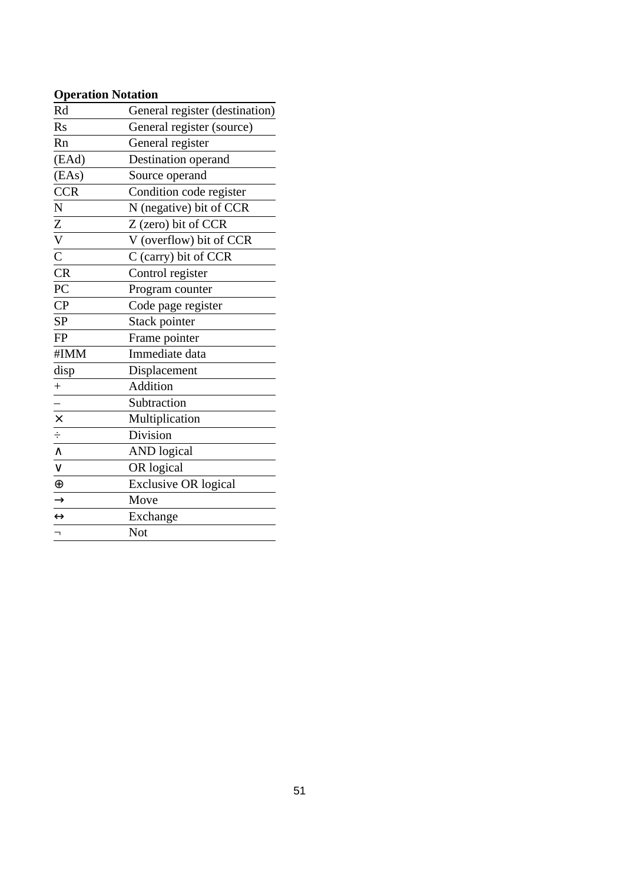**Operation Notation**

| | |
|---|---|
| Rd | General register (destination) |
| Rs | General register (source) |
| Rn | General register |
| (EAd) | Destination operand |
| (EAs) | Source operand |
| CCR | Condition code register |
| N | N (negative) bit of CCR |
| Z | Z (zero) bit of CCR |
| V | V (overflow) bit of CCR |
| C | C (carry) bit of CCR |
| CR | Control register |
| PC | Program counter |
| CP | Code page register |
| SP | Stack pointer |
| FP | Frame pointer |
| #IMM | Immediate data |
| disp | Displacement |
| + | Addition |
| – | Subtraction |
| × | Multiplication |
| ÷ | Division |
| ∧ | AND logical |
| ∨ | OR logical |
| ⊕ | Exclusive OR logical |
| → | Move |
| ↔ | Exchange |
| ¬ | Not |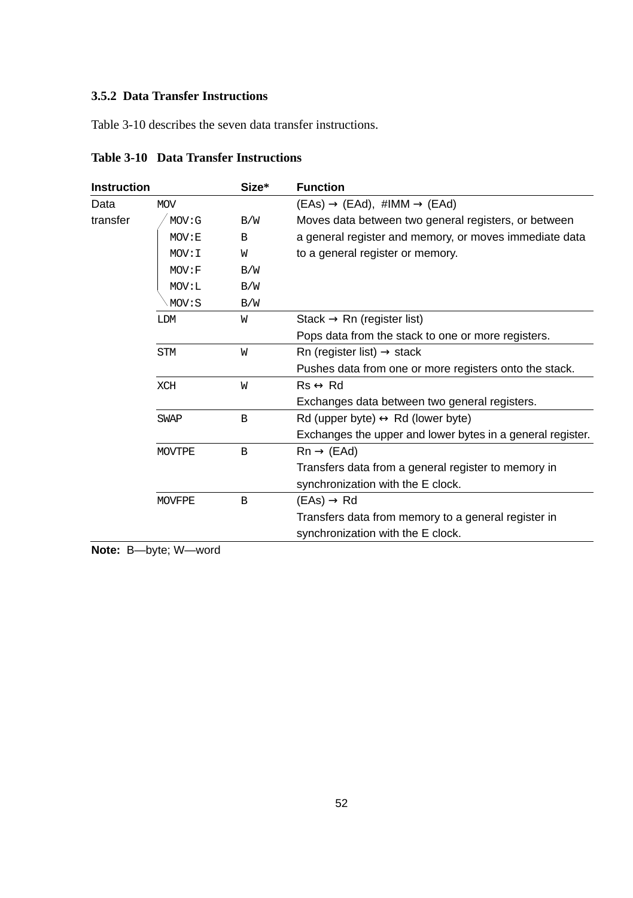### 3.5.2 Data Transfer Instructions

Table 3-10 describes the seven data transfer instructions.

**Table 3-10 Data Transfer Instructions**

| Instruction | | Size* | Function |
|---|---|---|---|
| Data transfer | MOV | | (EAs) → (EAd), #IMM → (EAd) |
| | MOV:G | B/W | Moves data between two general registers, or between |
| | MOV:E | B | a general register and memory, or moves immediate data |
| | MOV:I | W | to a general register or memory. |
| | MOV:F | B/W | |
| | MOV:L | B/W | |
| | MOV:S | B/W | |
| | LDM | W | Stack → Rn (register list)<br>Pops data from the stack to one or more registers. |
| | STM | W | Rn (register list) → stack<br>Pushes data from one or more registers onto the stack. |
| | XCH | W | Rs ↔ Rd<br>Exchanges data between two general registers. |
| | SWAP | B | Rd (upper byte) ↔ Rd (lower byte)<br>Exchanges the upper and lower bytes in a general register. |
| | MOVTPE | B | Rn → (EAd)<br>Transfers data from a general register to memory in synchronization with the E clock. |
| | MOVFPE | B | (EAs) → Rd<br>Transfers data from memory to a general register in synchronization with the E clock. |

**Note:** B—byte; W—word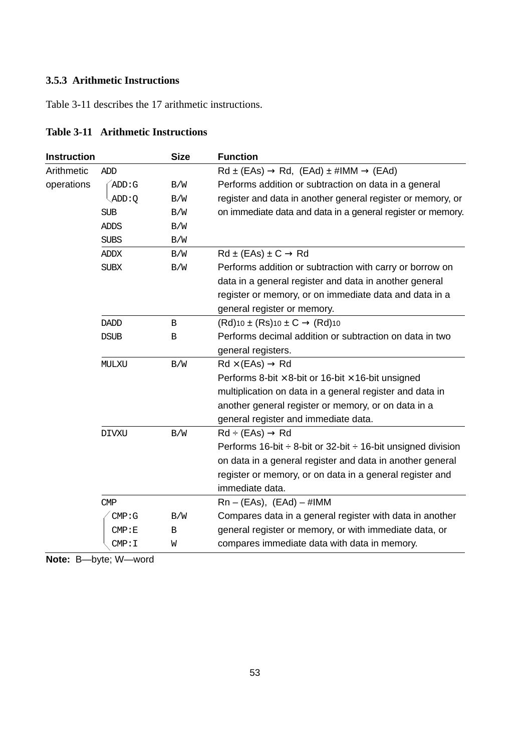### 3.5.3 Arithmetic Instructions

Table 3-11 describes the 17 arithmetic instructions.

**Table 3-11 Arithmetic Instructions**

| Instruction | | Size | Function |
|---|---|---|---|
| Arithmetic operations | ADD | | Rd ± (EAs) → Rd, (EAd) ± #IMM → (EAd) |
| | ADD:G | B/W | Performs addition or subtraction on data in a general |
| | ADD:Q | B/W | register and data in another general register or memory, or |
| | SUB | B/W | on immediate data and data in a general register or memory. |
| | ADDS | B/W | |
| | SUBS | B/W | |
| | ADDX | B/W | Rd ± (EAs) ± C → Rd |
| | SUBX | B/W | Performs addition or subtraction with carry or borrow on data in a general register and data in another general register or memory, or on immediate data and data in a general register or memory. |
| | DADD | B | $(Rd)_{10}$ ± $(Rs)_{10}$ ± C → $(Rd)_{10}$ |
| | DSUB | B | Performs decimal addition or subtraction on data in two general registers. |
| | MULXU | B/W | Rd × (EAs) → Rd<br>Performs 8-bit × 8-bit or 16-bit × 16-bit unsigned multiplication on data in a general register and data in another general register or memory, or on data in a general register and immediate data. |
| | DIVXU | B/W | Rd ÷ (EAs) → Rd<br>Performs 16-bit ÷ 8-bit or 32-bit ÷ 16-bit unsigned division on data in a general register and data in another general register or memory, or on data in a general register and immediate data. |
| | CMP | | Rn – (EAs), (EAd) – #IMM |
| | CMP:G | B/W | Compares data in a general register with data in another |
| | CMP:E | B | general register or memory, or with immediate data, or |
| | CMP:I | W | compares immediate data with data in memory. |

**Note:** B—byte; W—word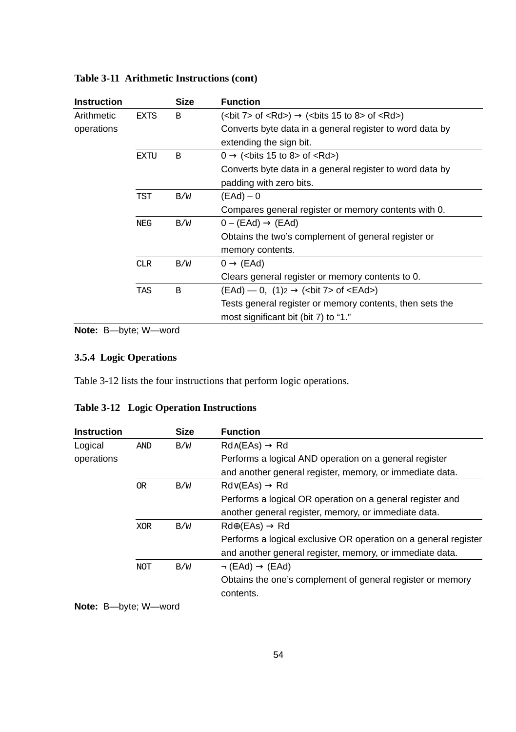**Table 3-11 Arithmetic Instructions (cont)**

| Instruction | | Size | Function |
|---|---|---|---|
| Arithmetic operations | EXTS | B | (<bit 7> of <Rd>) → (<bits 15 to 8> of <Rd>) Converts byte data in a general register to word data by extending the sign bit. |
| | EXTU | B | 0 → (<bits 15 to 8> of <Rd>) Converts byte data in a general register to word data by padding with zero bits. |
| | TST | B/W | (EAd) – 0 Compares general register or memory contents with 0. |
| | NEG | B/W | 0 – (EAd) → (EAd) Obtains the two's complement of general register or memory contents. |
| | CLR | B/W | 0 → (EAd) Clears general register or memory contents to 0. |
| | TAS | B | (EAd) — 0, $(1)_2$ → (<bit 7> of <EAd>) Tests general register or memory contents, then sets the most significant bit (bit 7) to "1." |

**Note:** B—byte; W—word

### 3.5.4 Logic Operations

Table 3-12 lists the four instructions that perform logic operations.

**Table 3-12 Logic Operation Instructions**

| Instruction | | Size | Function |
|---|---|---|---|
| Logical operations | AND | B/W | Rd∧(EAs) → Rd Performs a logical AND operation on a general register and another general register, memory, or immediate data. |
| | OR | B/W | Rd∨(EAs) → Rd Performs a logical OR operation on a general register and another general register, memory, or immediate data. |
| | XOR | B/W | Rd⊕(EAs) → Rd Performs a logical exclusive OR operation on a general register and another general register, memory, or immediate data. |
| | NOT | B/W | ¬ (EAd) → (EAd) Obtains the one's complement of general register or memory contents. |

**Note:** B—byte; W—word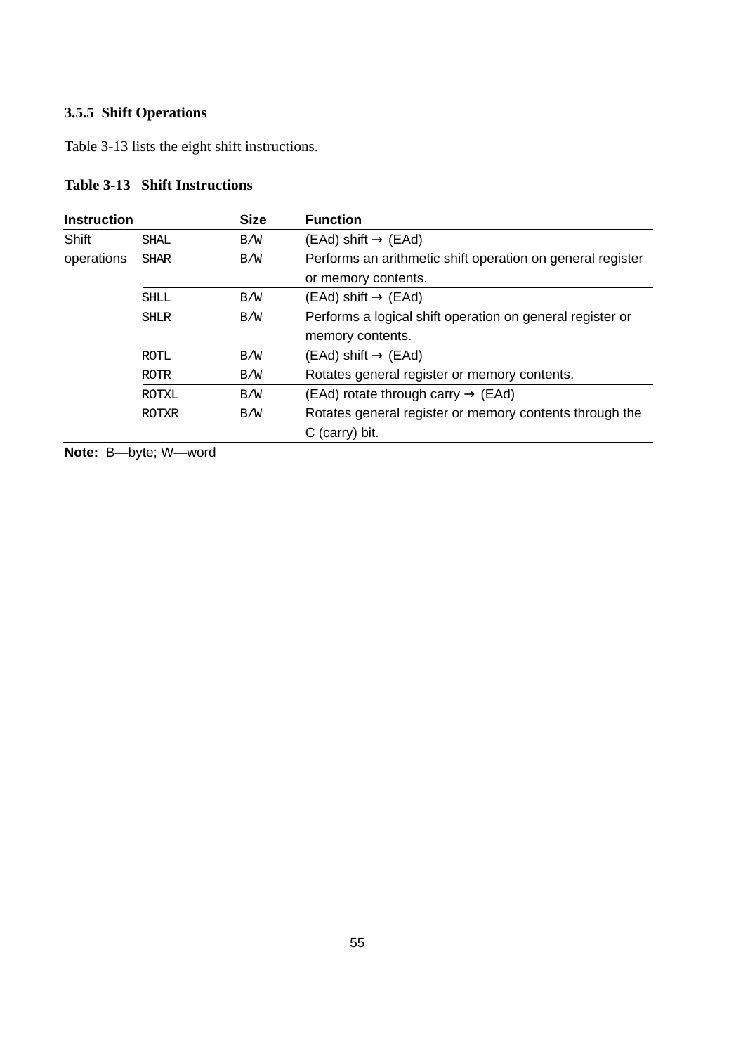### 3.5.5 Shift Operations

Table 3-13 lists the eight shift instructions.

**Table 3-13 Shift Instructions**

| Instruction | | Size | Function |
|---|---|---|---|
| Shift operations | SHAL<br>SHAR | B/W<br>B/W | (EAd) shift → (EAd)<br>Performs an arithmetic shift operation on general register or memory contents. |
| | SHLL<br>SHLR | B/W<br>B/W | (EAd) shift → (EAd)<br>Performs a logical shift operation on general register or memory contents. |
| | ROTL<br>ROTR | B/W<br>B/W | (EAd) shift → (EAd)<br>Rotates general register or memory contents. |
| | ROTXL<br>ROTXR | B/W<br>B/W | (EAd) rotate through carry → (EAd)<br>Rotates general register or memory contents through the C (carry) bit. |

**Note:** B—byte; W—word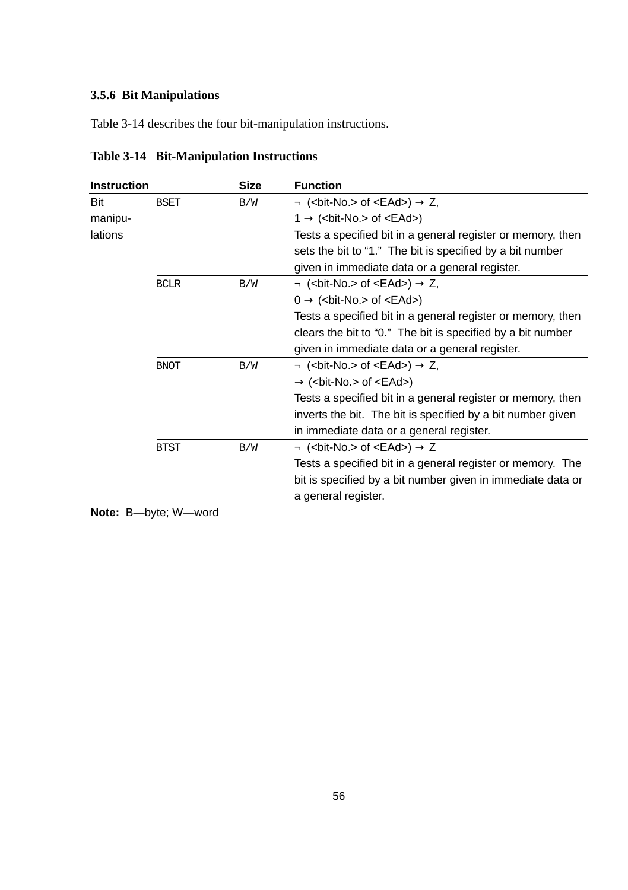### 3.5.6 Bit Manipulations

Table 3-14 describes the four bit-manipulation instructions.

**Table 3-14 Bit-Manipulation Instructions**

| Instruction | | Size | Function |
|---|---|---|---|
| Bit manipu-lations | BSET | B/W | ¬ (<bit-No.> of <EAd>) → Z,<br>1 → (<bit-No.> of <EAd>)<br>Tests a specified bit in a general register or memory, then sets the bit to “1.” The bit is specified by a bit number given in immediate data or a general register. |
| | BCLR | B/W | ¬ (<bit-No.> of <EAd>) → Z,<br>0 → (<bit-No.> of <EAd>)<br>Tests a specified bit in a general register or memory, then clears the bit to “0.” The bit is specified by a bit number given in immediate data or a general register. |
| | BNOT | B/W | ¬ (<bit-No.> of <EAd>) → Z,<br>→ (<bit-No.> of <EAd>)<br>Tests a specified bit in a general register or memory, then inverts the bit. The bit is specified by a bit number given in immediate data or a general register. |
| | BTST | B/W | ¬ (<bit-No.> of <EAd>) → Z<br>Tests a specified bit in a general register or memory. The bit is specified by a bit number given in immediate data or a general register. |

**Note:** B—byte; W—word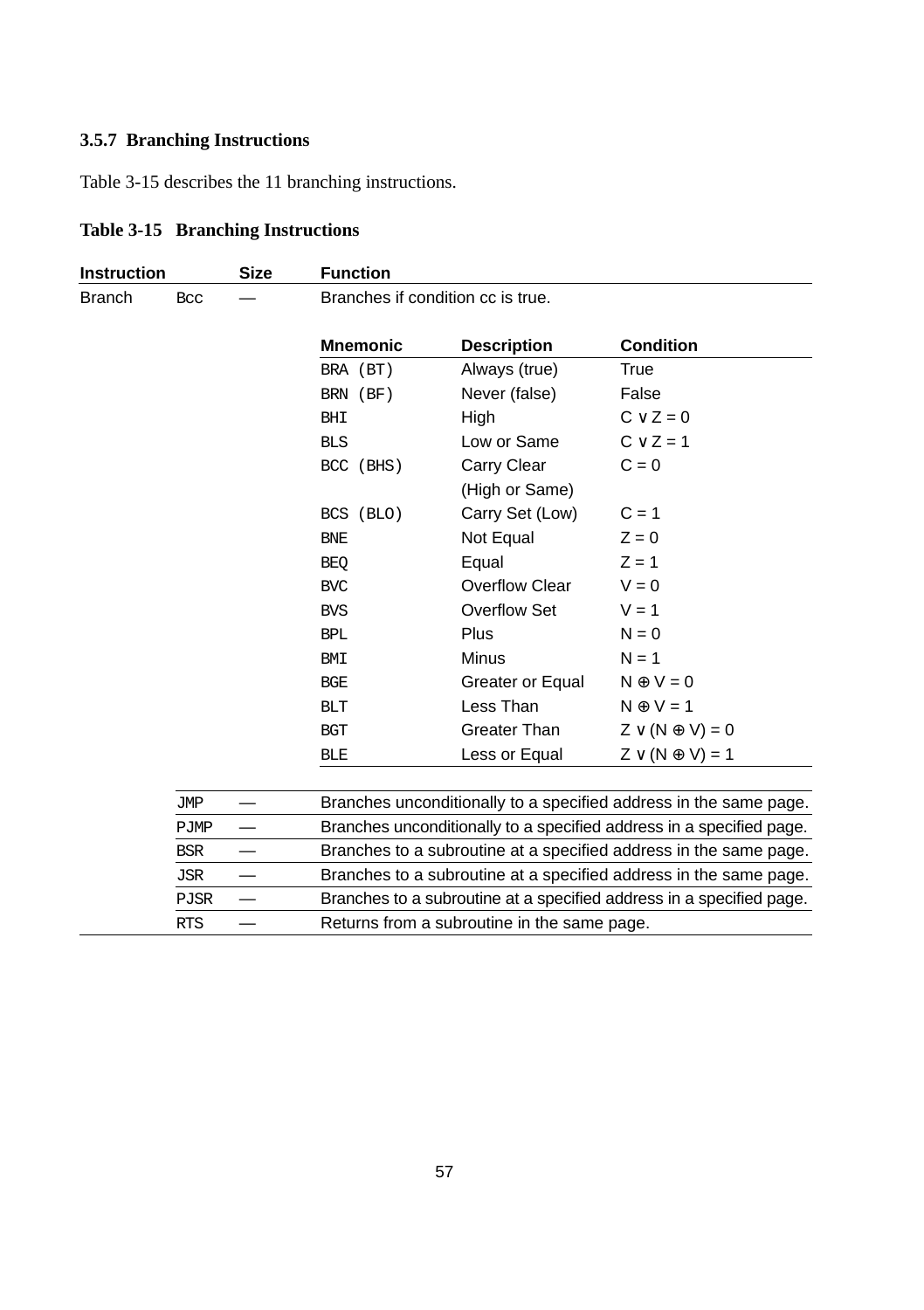### 3.5.7 Branching Instructions

Table 3-15 describes the 11 branching instructions.

**Table 3-15 Branching Instructions**

| Instruction | | Size | Function | | |
|---|---|---|---|---|---|
| Branch | Bcc | — | Branches if condition cc is true. | | |
| | | | **Mnemonic** | **Description** | **Condition** |
| | | | BRA (BT) | Always (true) | True |
| | | | BRN (BF) | Never (false) | False |
| | | | BHI | High | $C \vee Z = 0$ |
| | | | BLS | Low or Same | $C \vee Z = 1$ |
| | | | BCC (BHS) | Carry Clear (High or Same) | $C = 0$ |
| | | | BCS (BLO) | Carry Set (Low) | $C = 1$ |
| | | | BNE | Not Equal | $Z = 0$ |
| | | | BEQ | Equal | $Z = 1$ |
| | | | BVC | Overflow Clear | $V = 0$ |
| | | | BVS | Overflow Set | $V = 1$ |
| | | | BPL | Plus | $N = 0$ |
| | | | BMI | Minus | $N = 1$ |
| | | | BGE | Greater or Equal | $N \oplus V = 0$ |
| | | | BLT | Less Than | $N \oplus V = 1$ |
| | | | BGT | Greater Than | $Z \vee (N \oplus V) = 0$ |
| | | | BLE | Less or Equal | $Z \vee (N \oplus V) = 1$ |
| | JMP | — | Branches unconditionally to a specified address in the same page. | | |
| | PJMP | — | Branches unconditionally to a specified address in a specified page. | | |
| | BSR | — | Branches to a subroutine at a specified address in the same page. | | |
| | JSR | — | Branches to a subroutine at a specified address in the same page. | | |
| | PJSR | — | Branches to a subroutine at a specified address in a specified page. | | |
| | RTS | — | Returns from a subroutine in the same page. | | |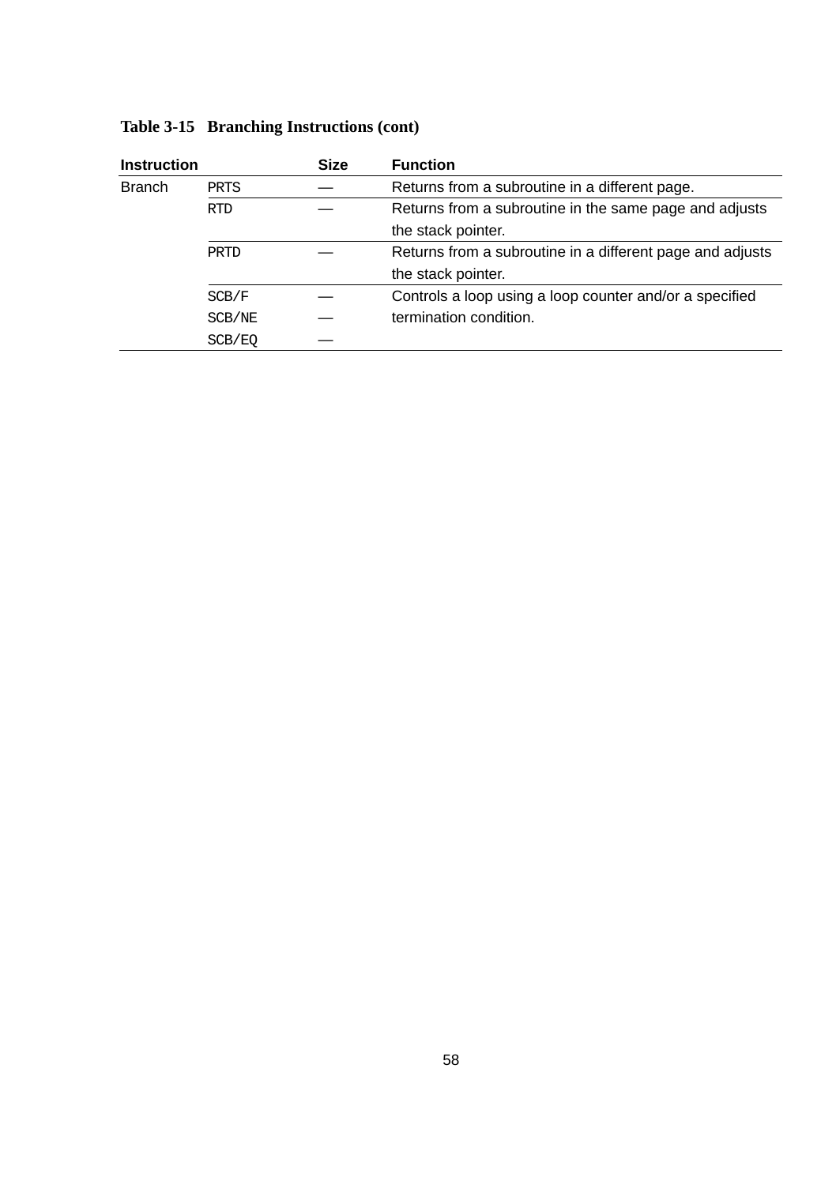**Table 3-15 Branching Instructions (cont)**

| Instruction | | Size | Function |
|---|---|---|---|
| Branch | PRTS | — | Returns from a subroutine in a different page. |
| | RTD | — | Returns from a subroutine in the same page and adjusts the stack pointer. |
| | PRTD | — | Returns from a subroutine in a different page and adjusts the stack pointer. |
| | SCB/F | — | Controls a loop using a loop counter and/or a specified termination condition. |
| | SCB/NE | — | |
| | SCB/EQ | — | |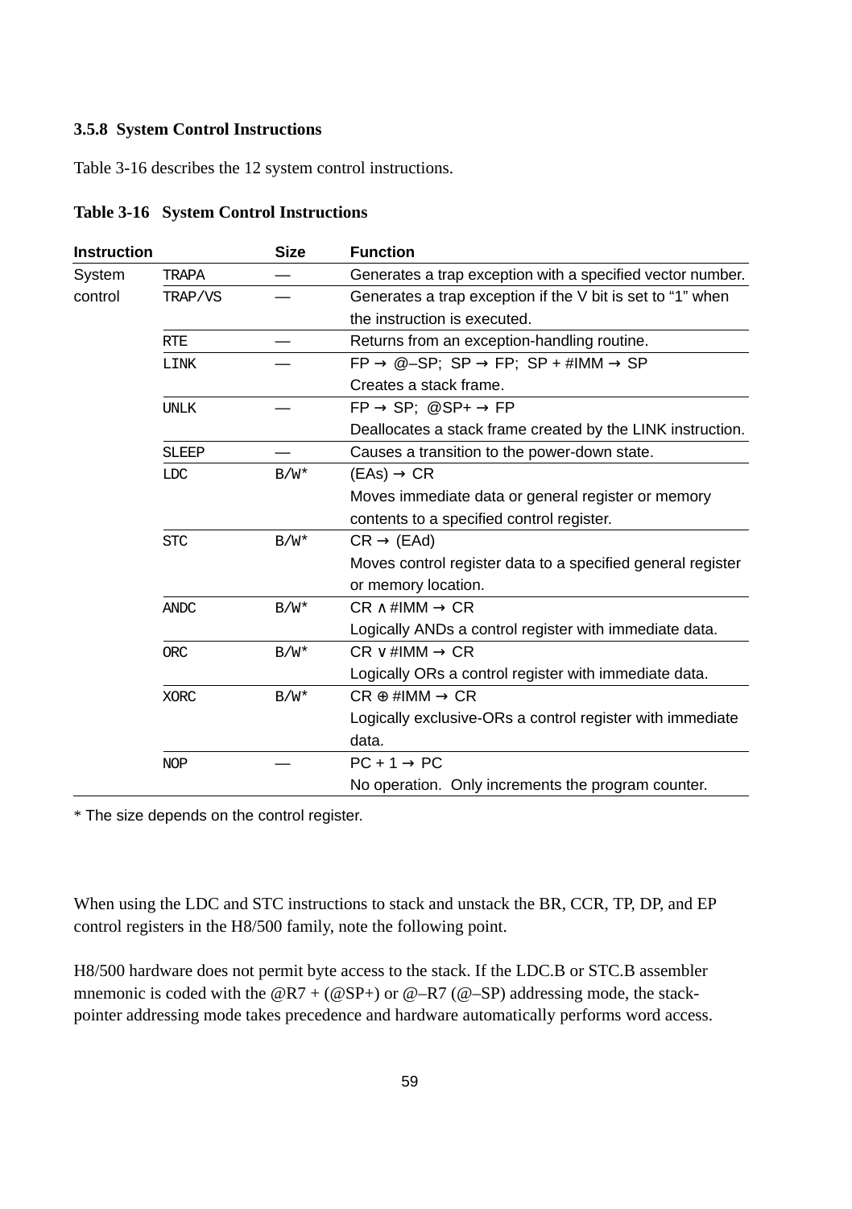### 3.5.8 System Control Instructions

Table 3-16 describes the 12 system control instructions.

**Table 3-16 System Control Instructions**

| Instruction | | Size | Function |
|---|---|---|---|
| System control | TRAPA | — | Generates a trap exception with a specified vector number. |
| | TRAP/VS | — | Generates a trap exception if the V bit is set to “1” when the instruction is executed. |
| | RTE | — | Returns from an exception-handling routine. |
| | LINK | — | FP → @–SP; SP → FP; SP + #IMM → SP<br>Creates a stack frame. |
| | UNLK | — | FP → SP; @SP+ → FP<br>Deallocates a stack frame created by the LINK instruction. |
| | SLEEP | — | Causes a transition to the power-down state. |
| | LDC | B/W* | (EAs) → CR<br>Moves immediate data or general register or memory contents to a specified control register. |
| | STC | B/W* | CR → (EAd)<br>Moves control register data to a specified general register or memory location. |
| | ANDC | B/W* | CR ∧ #IMM → CR<br>Logically ANDs a control register with immediate data. |
| | ORC | B/W* | CR ∨ #IMM → CR<br>Logically ORs a control register with immediate data. |
| | XORC | B/W* | CR ⊕ #IMM → CR<br>Logically exclusive-ORs a control register with immediate data. |
| | NOP | — | PC + 1 → PC<br>No operation. Only increments the program counter. |

* The size depends on the control register.

When using the LDC and STC instructions to stack and unstack the BR, CCR, TP, DP, and EP control registers in the H8/500 family, note the following point.

H8/500 hardware does not permit byte access to the stack. If the LDC.B or STC.B assembler mnemonic is coded with the @R7 + (@SP+) or @–R7 (@–SP) addressing mode, the stack-pointer addressing mode takes precedence and hardware automatically performs word access.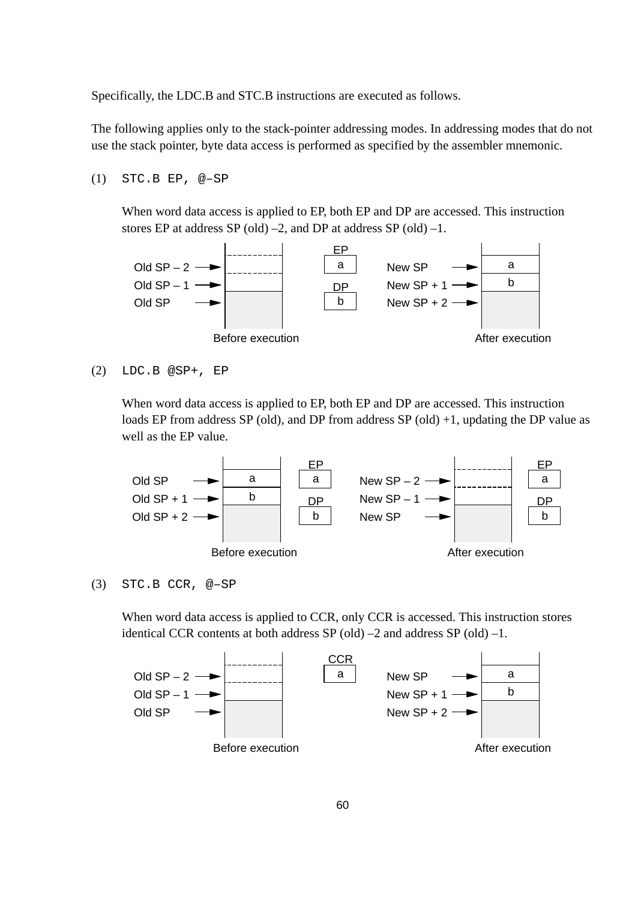Specifically, the LDC.B and STC.B instructions are executed as follows.

The following applies only to the stack-pointer addressing modes. In addressing modes that do not use the stack pointer, byte data access is performed as specified by the assembler mnemonic.

(1) `STC.B EP, @–SP`

When word data access is applied to EP, both EP and DP are accessed. This instruction stores EP at address SP (old) –2, and DP at address SP (old) –1.

| Before execution | | Register | After execution | |
|---|---|---|---|---|
| Old SP – 2 → | | EP: a | New SP → | a |
| Old SP – 1 → | | DP: b | New SP + 1 → | b |
| Old SP → | | | New SP + 2 → | |

(2) `LDC.B @SP+, EP`

When word data access is applied to EP, both EP and DP are accessed. This instruction loads EP from address SP (old), and DP from address SP (old) +1, updating the DP value as well as the EP value.

| Before execution | | Register | After execution | | Register |
|---|---|---|---|---|---|
| Old SP → | a | EP: a | New SP – 2 → | | EP: a |
| Old SP + 1 → | b | DP: b | New SP – 1 → | | DP: b |
| Old SP + 2 → | | | New SP → | | |

(3) `STC.B CCR, @–SP`

When word data access is applied to CCR, only CCR is accessed. This instruction stores identical CCR contents at both address SP (old) –2 and address SP (old) –1.

| Before execution | | Register | After execution | |
|---|---|---|---|---|
| Old SP – 2 → | | CCR: a | New SP → | a |
| Old SP – 1 → | | | New SP + 1 → | b |
| Old SP → | | | New SP + 2 → | |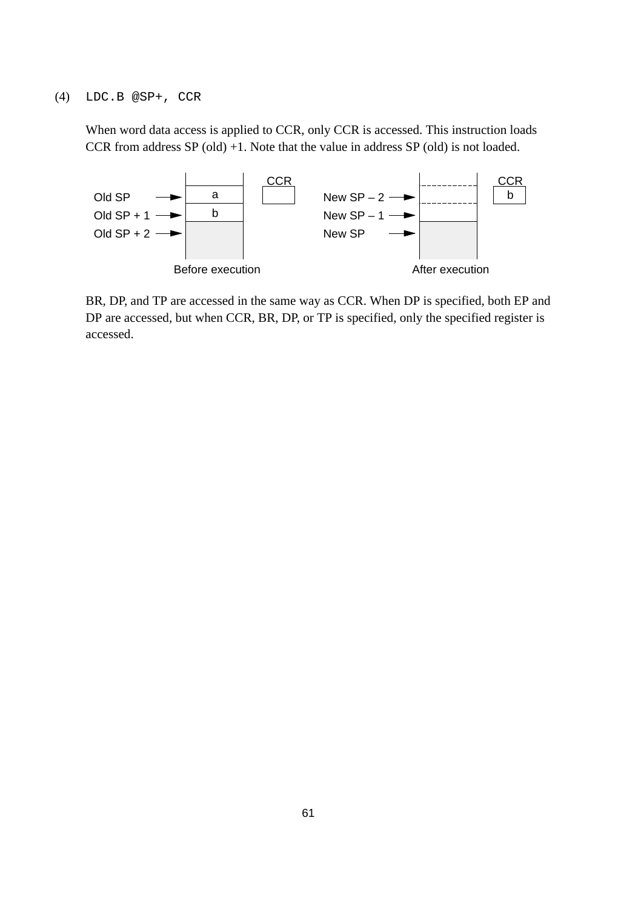(4) `LDC.B @SP+, CCR`

When word data access is applied to CCR, only CCR is accessed. This instruction loads CCR from address SP (old) +1. Note that the value in address SP (old) is not loaded.

| Before execution | | CCR: (empty) |
|---|---|---|
| Old SP → | a | |
| Old SP + 1 → | b | |
| Old SP + 2 → | | |

| After execution | | CCR: b |
|---|---|---|
| New SP – 2 → | | |
| New SP – 1 → | | |
| New SP → | | |

BR, DP, and TP are accessed in the same way as CCR. When DP is specified, both EP and DP are accessed, but when CCR, BR, DP, or TP is specified, only the specified register is accessed.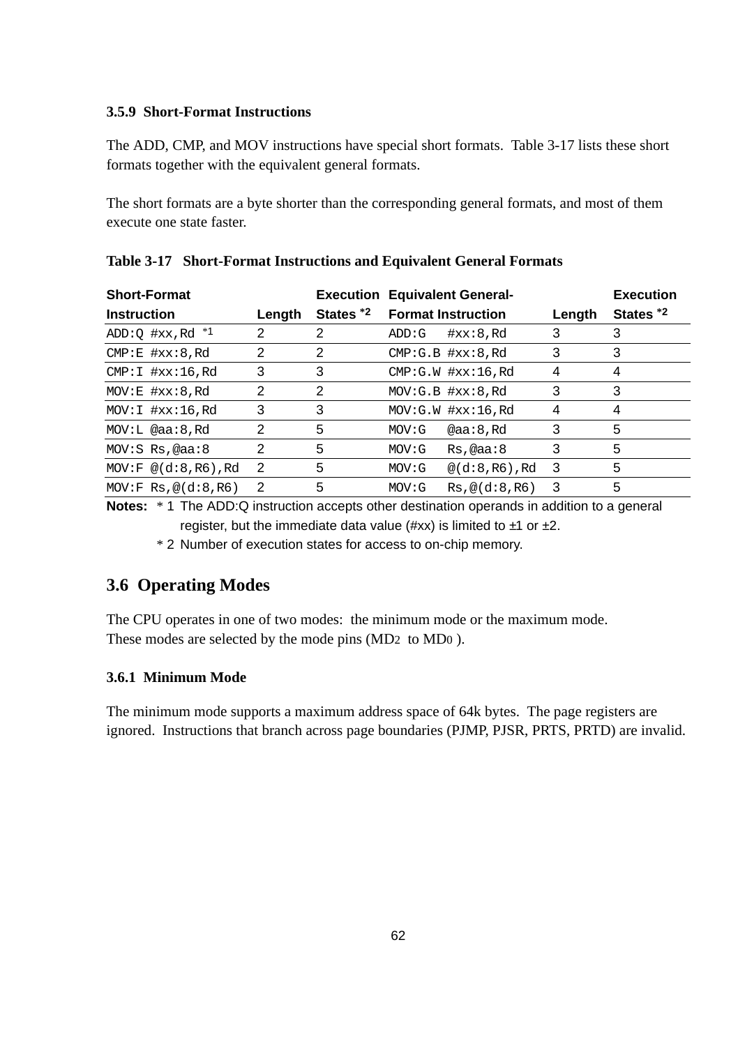### 3.5.9 Short-Format Instructions

The ADD, CMP, and MOV instructions have special short formats. Table 3-17 lists these short formats together with the equivalent general formats.

The short formats are a byte shorter than the corresponding general formats, and most of them execute one state faster.

**Table 3-17 Short-Format Instructions and Equivalent General Formats**

| Short-Format Instruction | Length | Execution States *2 | Equivalent General-Format Instruction | Length | Execution States *2 |
|---|---|---|---|---|---|
| ADD:Q #xx,Rd *1 | 2 | 2 | ADD:G #xx:8,Rd | 3 | 3 |
| CMP:E #xx:8,Rd | 2 | 2 | CMP:G.B #xx:8,Rd | 3 | 3 |
| CMP:I #xx:16,Rd | 3 | 3 | CMP:G.W #xx:16,Rd | 4 | 4 |
| MOV:E #xx:8,Rd | 2 | 2 | MOV:G.B #xx:8,Rd | 3 | 3 |
| MOV:I #xx:16,Rd | 3 | 3 | MOV:G.W #xx:16,Rd | 4 | 4 |
| MOV:L @aa:8,Rd | 2 | 5 | MOV:G @aa:8,Rd | 3 | 5 |
| MOV:S Rs,@aa:8 | 2 | 5 | MOV:G Rs,@aa:8 | 3 | 5 |
| MOV:F @(d:8,R6),Rd | 2 | 5 | MOV:G @(d:8,R6),Rd | 3 | 5 |
| MOV:F Rs,@(d:8,R6) | 2 | 5 | MOV:G Rs,@(d:8,R6) | 3 | 5 |

**Notes:** * 1 The ADD:Q instruction accepts other destination operands in addition to a general register, but the immediate data value (#xx) is limited to ±1 or ±2.

* 2 Number of execution states for access to on-chip memory.

## 3.6 Operating Modes

The CPU operates in one of two modes: the minimum mode or the maximum mode. These modes are selected by the mode pins ($MD_2$ to $MD_0$).

### 3.6.1 Minimum Mode

The minimum mode supports a maximum address space of 64k bytes. The page registers are ignored. Instructions that branch across page boundaries (PJMP, PJSR, PRTS, PRTD) are invalid.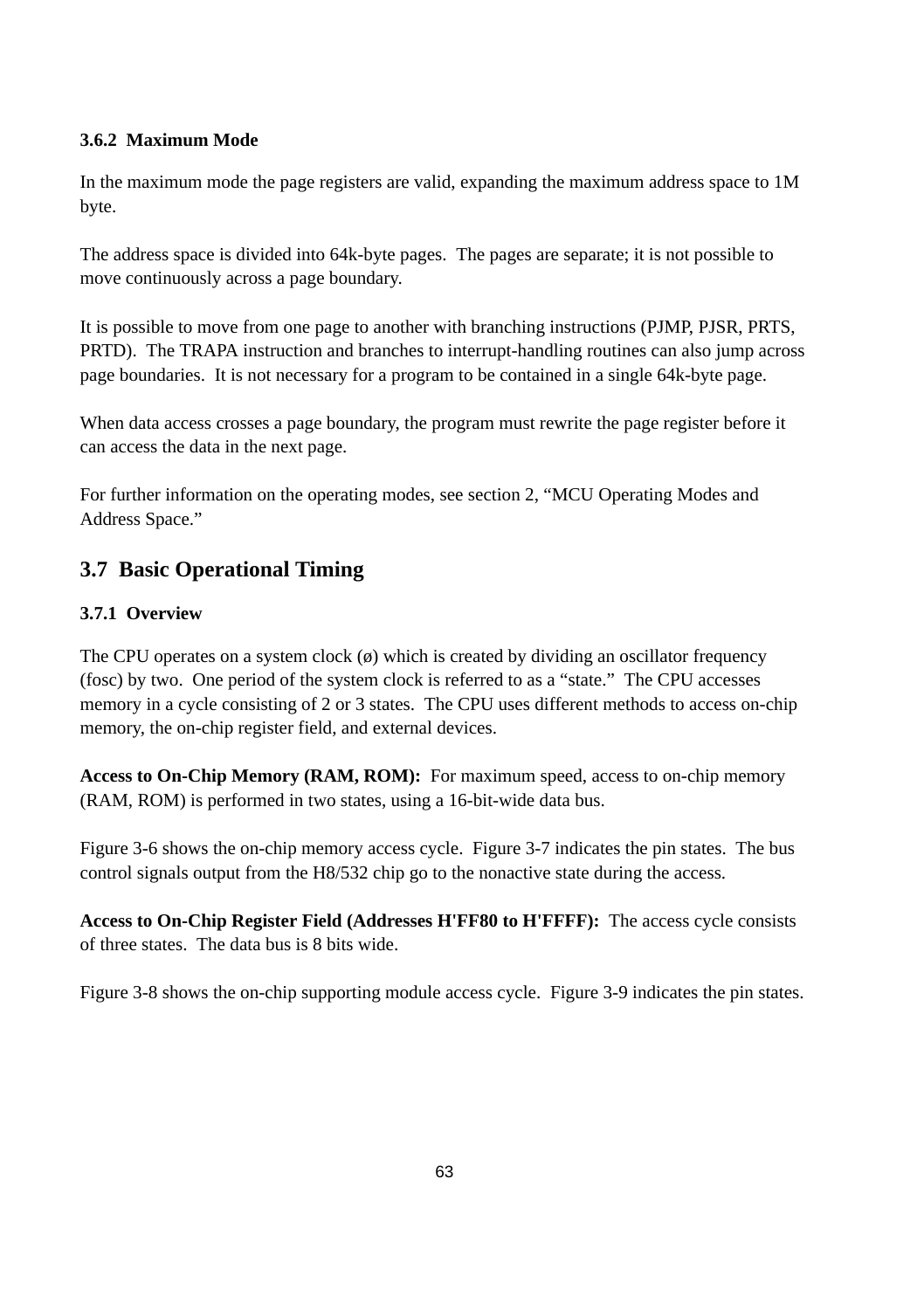### 3.6.2 Maximum Mode

In the maximum mode the page registers are valid, expanding the maximum address space to 1M byte.

The address space is divided into 64k-byte pages. The pages are separate; it is not possible to move continuously across a page boundary.

It is possible to move from one page to another with branching instructions (PJMP, PJSR, PRTS, PRTD). The TRAPA instruction and branches to interrupt-handling routines can also jump across page boundaries. It is not necessary for a program to be contained in a single 64k-byte page.

When data access crosses a page boundary, the program must rewrite the page register before it can access the data in the next page.

For further information on the operating modes, see section 2, "MCU Operating Modes and Address Space."

## 3.7 Basic Operational Timing

### 3.7.1 Overview

The CPU operates on a system clock (ø) which is created by dividing an oscillator frequency (fosc) by two. One period of the system clock is referred to as a "state." The CPU accesses memory in a cycle consisting of 2 or 3 states. The CPU uses different methods to access on-chip memory, the on-chip register field, and external devices.

**Access to On-Chip Memory (RAM, ROM):** For maximum speed, access to on-chip memory (RAM, ROM) is performed in two states, using a 16-bit-wide data bus.

Figure 3-6 shows the on-chip memory access cycle. Figure 3-7 indicates the pin states. The bus control signals output from the H8/532 chip go to the nonactive state during the access.

**Access to On-Chip Register Field (Addresses H'FF80 to H'FFFF):** The access cycle consists of three states. The data bus is 8 bits wide.

Figure 3-8 shows the on-chip supporting module access cycle. Figure 3-9 indicates the pin states.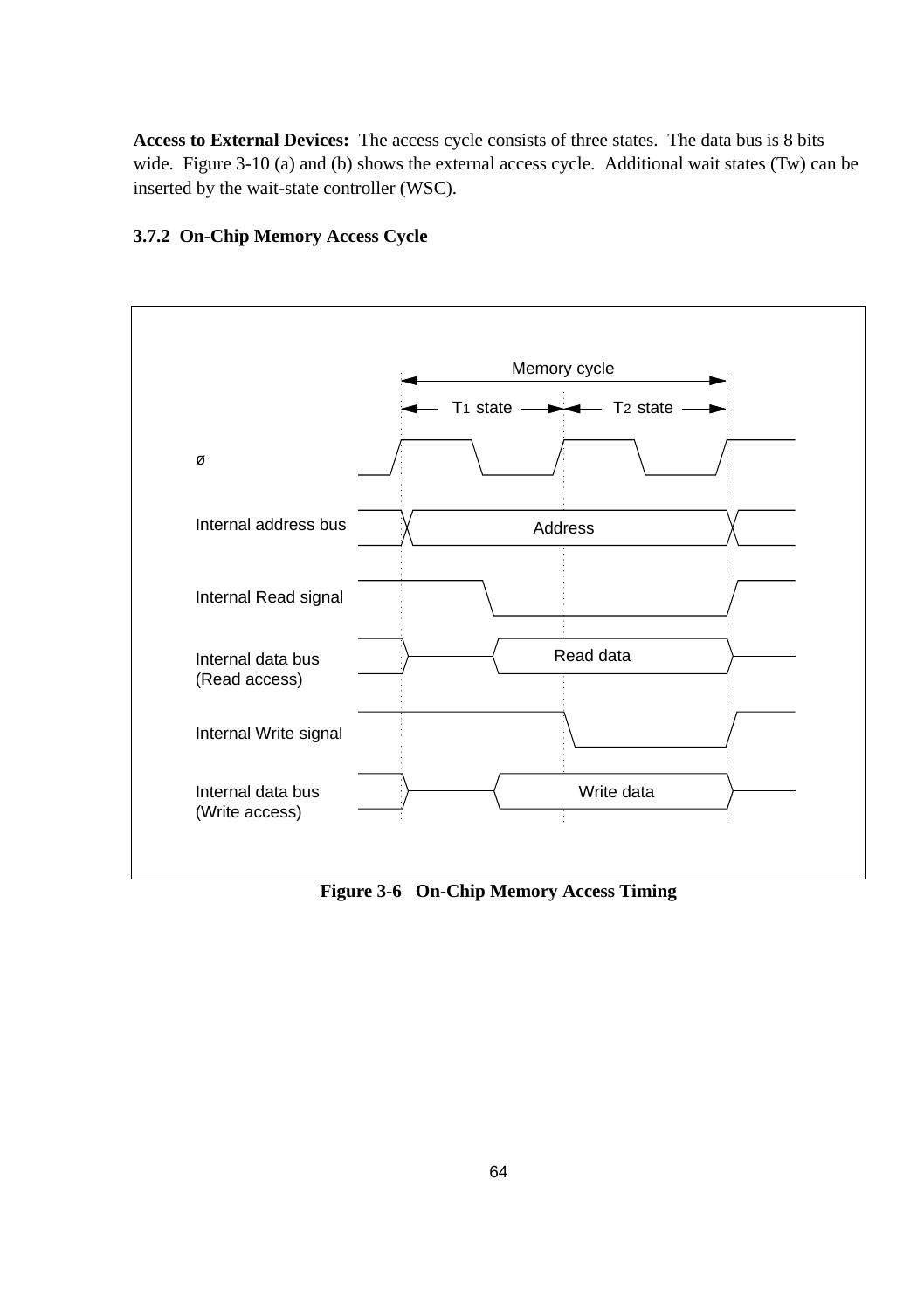**Access to External Devices:** The access cycle consists of three states. The data bus is 8 bits wide. Figure 3-10 (a) and (b) shows the external access cycle. Additional wait states (Tw) can be inserted by the wait-state controller (WSC).

### 3.7.2 On-Chip Memory Access Cycle

Memory cycle

$T_1$ state — $T_2$ state

ø

Internal address bus — Address

Internal Read signal

Internal data bus (Read access) — Read data

Internal Write signal

Internal data bus (Write access) — Write data

**Figure 3-6 On-Chip Memory Access Timing**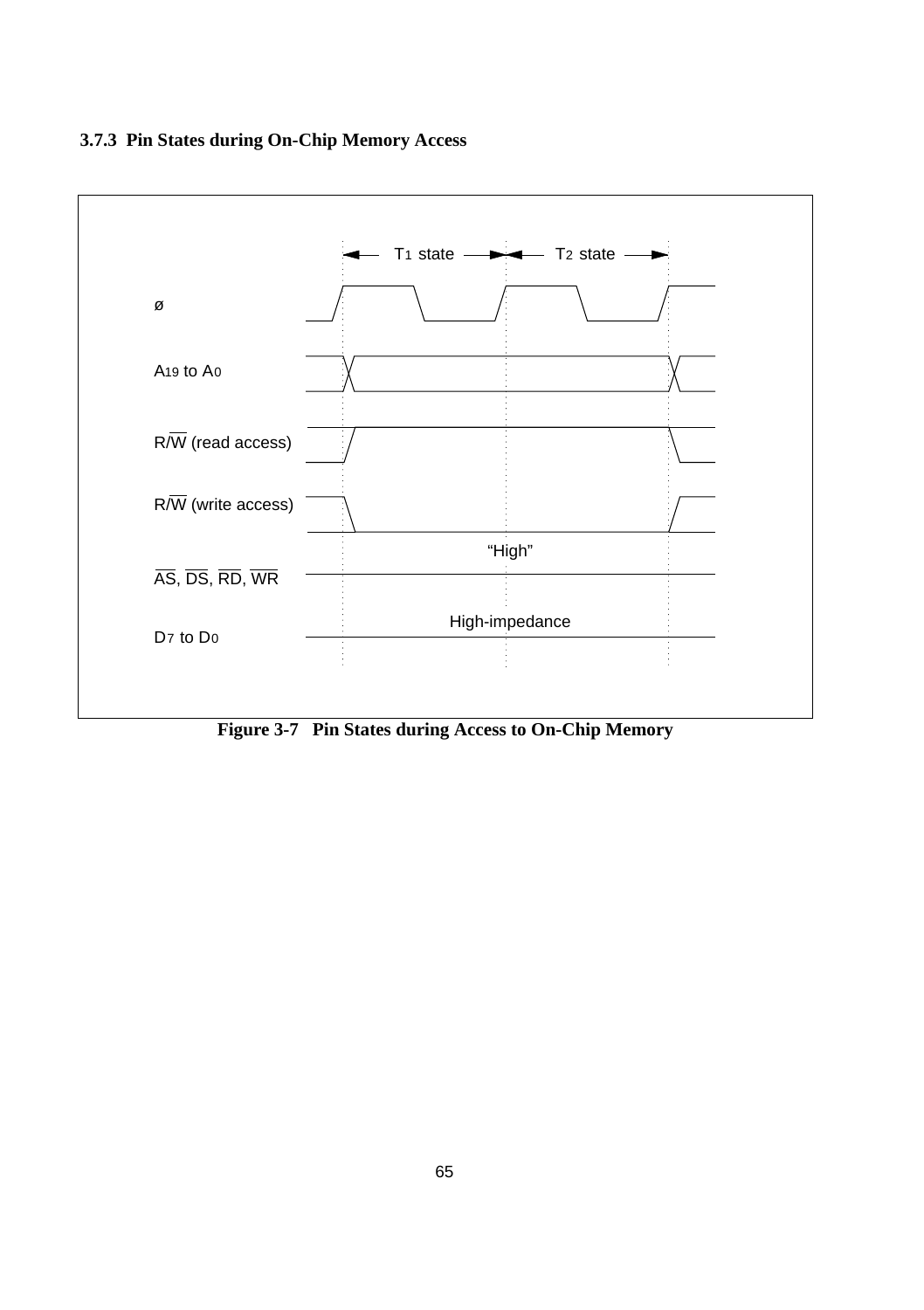### 3.7.3 Pin States during On-Chip Memory Access

**Figure 3-7 Pin States during Access to On-Chip Memory**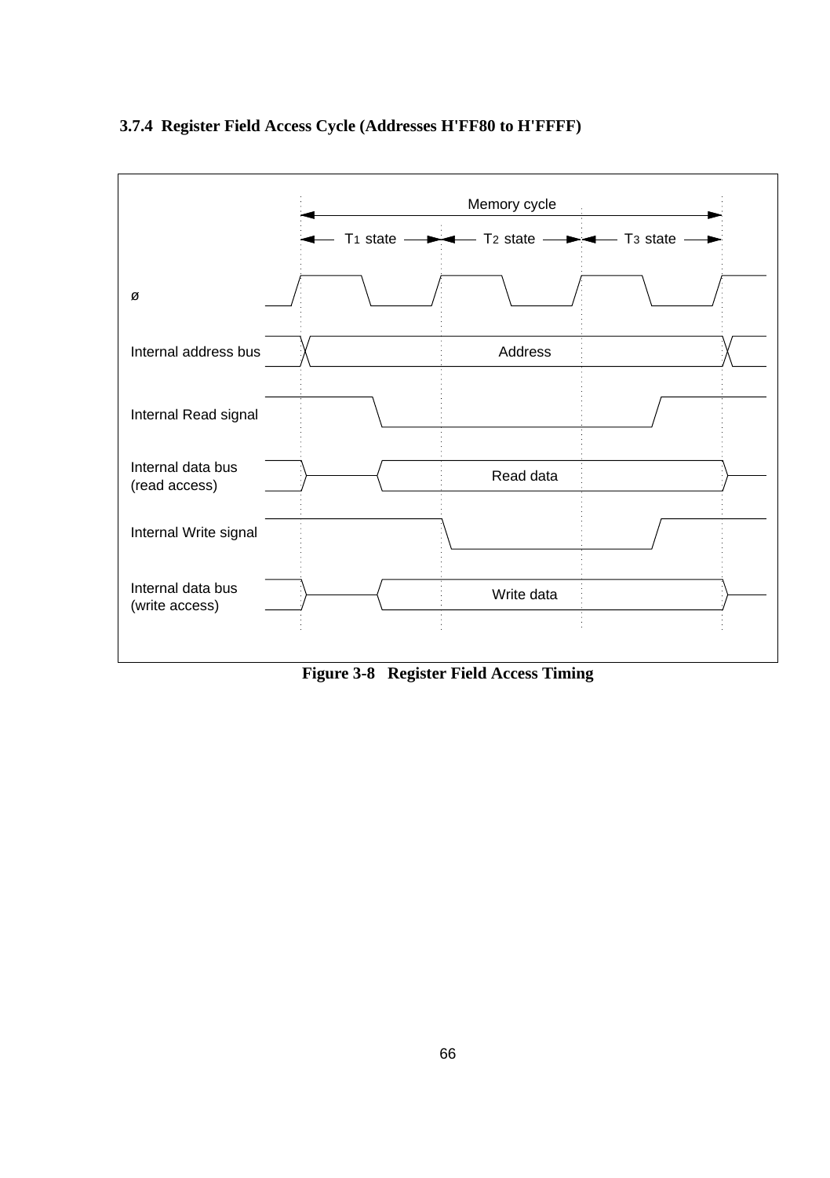### 3.7.4 Register Field Access Cycle (Addresses H'FF80 to H'FFFF)

Memory cycle

T1 state | T2 state | T3 state

ø

Internal address bus — Address

Internal Read signal

Internal data bus (read access) — Read data

Internal Write signal

Internal data bus (write access) — Write data

**Figure 3-8 Register Field Access Timing**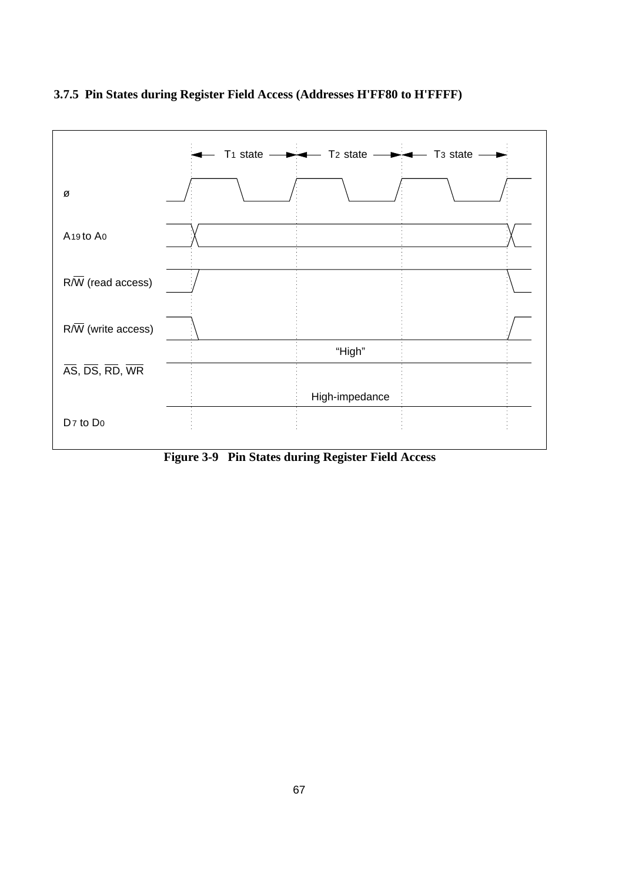### 3.7.5 Pin States during Register Field Access (Addresses H'FF80 to H'FFFF)

**Figure 3-9 Pin States during Register Field Access**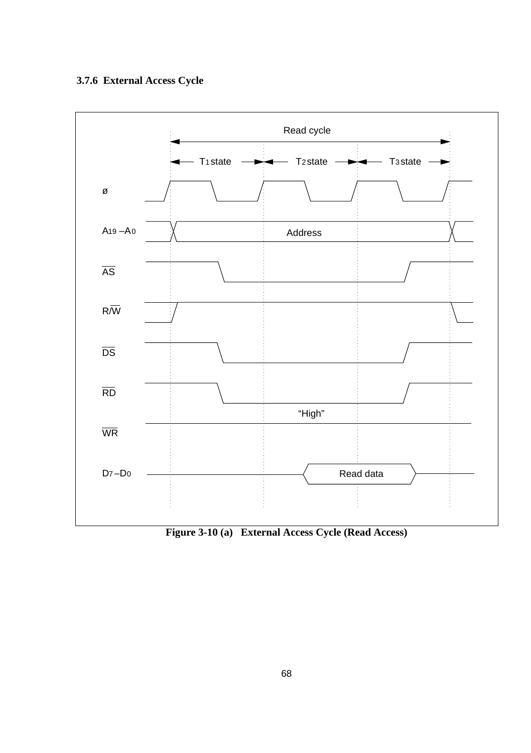### 3.7.6 External Access Cycle

**Figure 3-10 (a) External Access Cycle (Read Access)**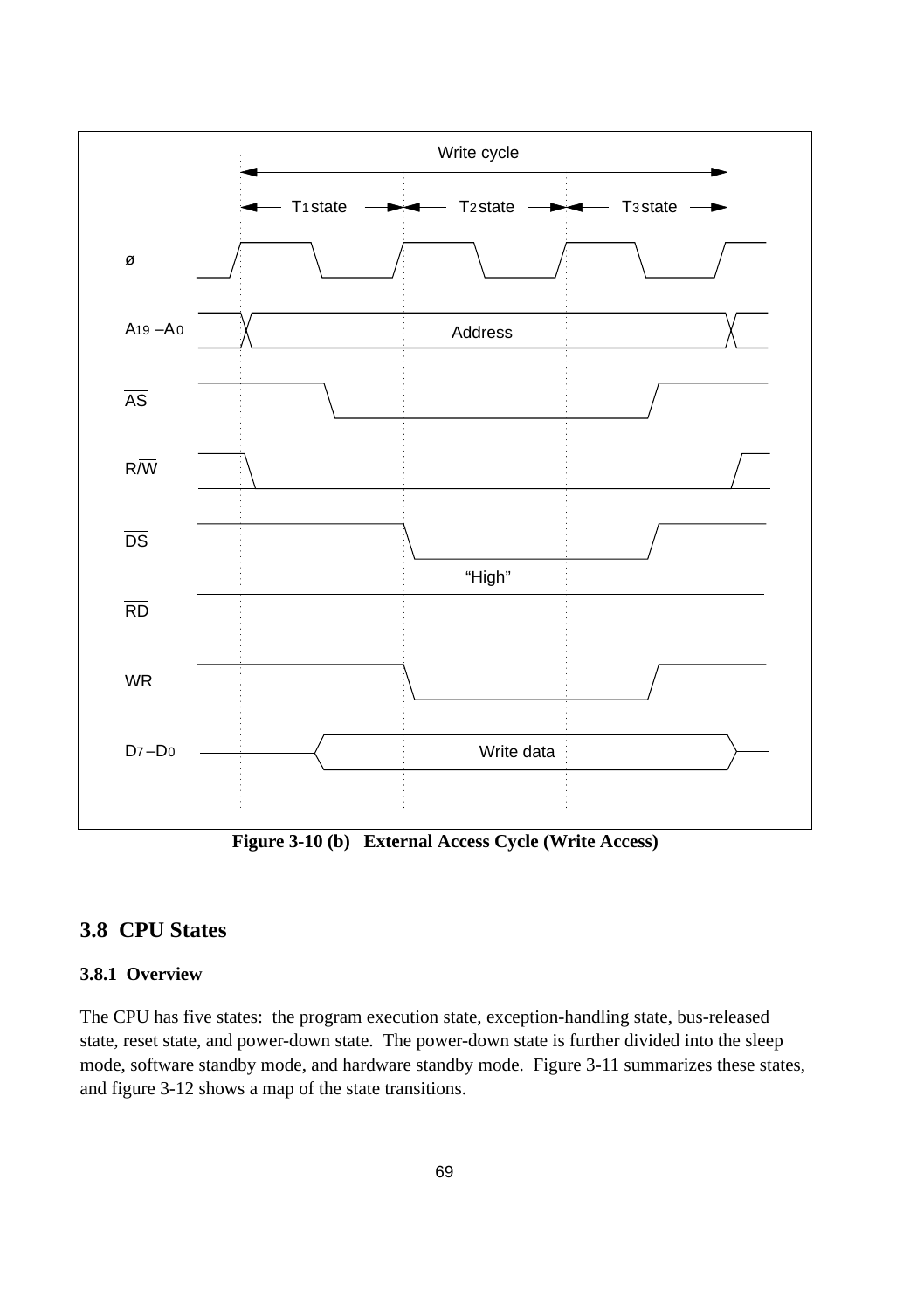**Figure 3-10 (b) External Access Cycle (Write Access)**

## 3.8 CPU States

### 3.8.1 Overview

The CPU has five states: the program execution state, exception-handling state, bus-released state, reset state, and power-down state. The power-down state is further divided into the sleep mode, software standby mode, and hardware standby mode. Figure 3-11 summarizes these states, and figure 3-12 shows a map of the state transitions.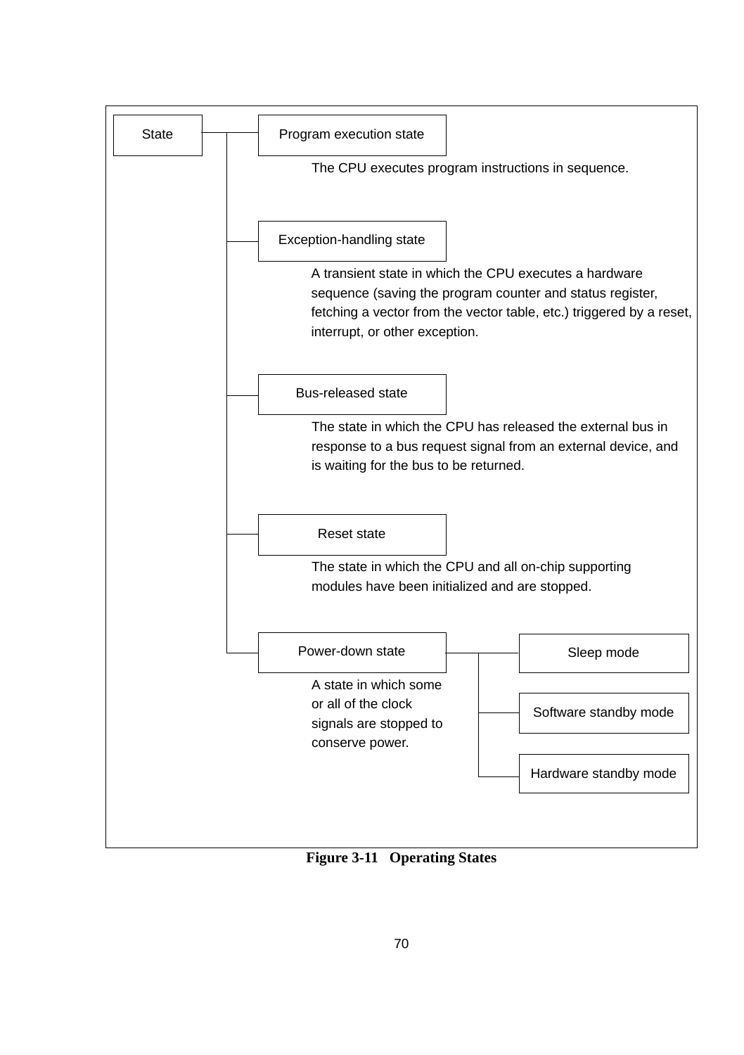- **State**
  - **Program execution state**
    The CPU executes program instructions in sequence.
  - **Exception-handling state**
    A transient state in which the CPU executes a hardware sequence (saving the program counter and status register, fetching a vector from the vector table, etc.) triggered by a reset, interrupt, or other exception.
  - **Bus-released state**
    The state in which the CPU has released the external bus in response to a bus request signal from an external device, and is waiting for the bus to be returned.
  - **Reset state**
    The state in which the CPU and all on-chip supporting modules have been initialized and are stopped.
  - **Power-down state**
    A state in which some or all of the clock signals are stopped to conserve power.
    - Sleep mode
    - Software standby mode
    - Hardware standby mode

**Figure 3-11 Operating States**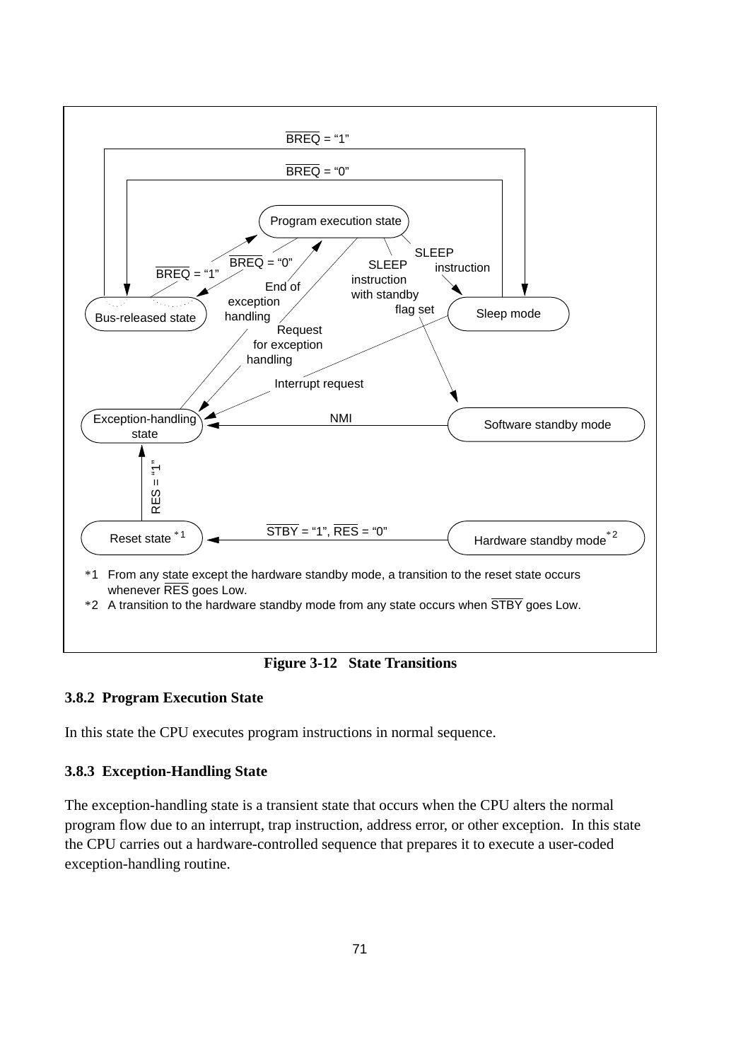BREQ = "1"

BREQ = "0"

Program execution state

BREQ = "1" | BREQ = "0" | End of exception handling | Request for exception handling | SLEEP instruction with standby flag set | SLEEP instruction

Bus-released state | Sleep mode

Interrupt request

Exception-handling state | NMI | Software standby mode

RES = "1"

Reset state *1 | STBY = "1", RES = "0" | Hardware standby mode *2

*1 From any state except the hardware standby mode, a transition to the reset state occurs whenever RES goes Low.

*2 A transition to the hardware standby mode from any state occurs when STBY goes Low.

**Figure 3-12 State Transitions**

### 3.8.2 Program Execution State

In this state the CPU executes program instructions in normal sequence.

### 3.8.3 Exception-Handling State

The exception-handling state is a transient state that occurs when the CPU alters the normal program flow due to an interrupt, trap instruction, address error, or other exception. In this state the CPU carries out a hardware-controlled sequence that prepares it to execute a user-coded exception-handling routine.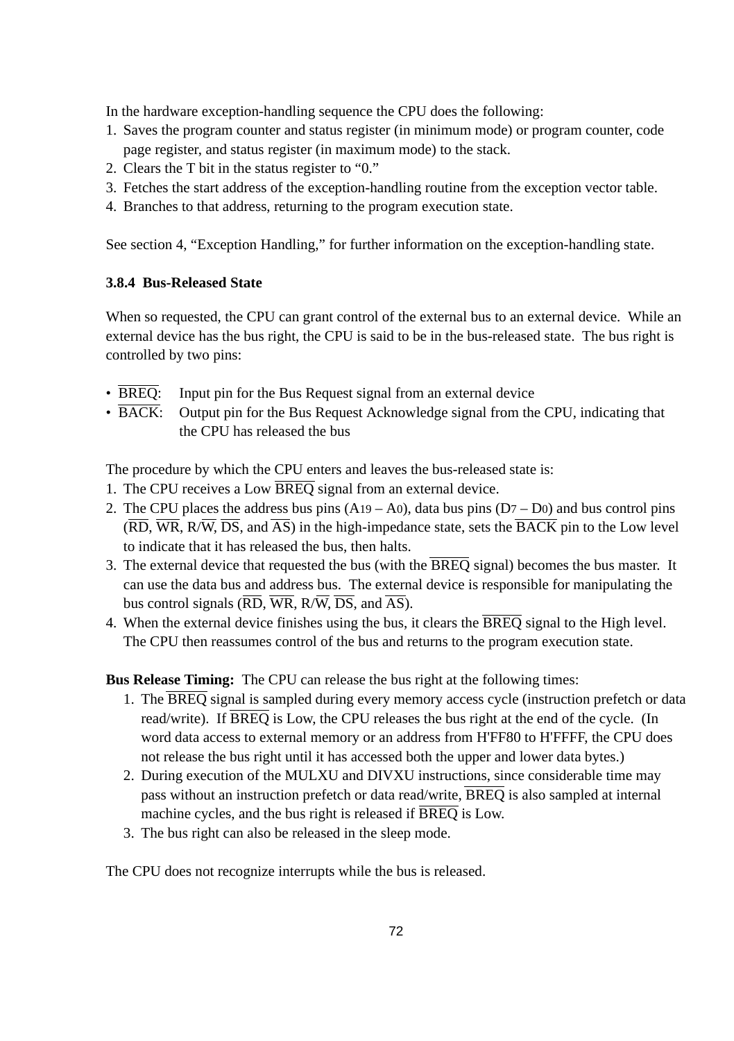In the hardware exception-handling sequence the CPU does the following:

1. Saves the program counter and status register (in minimum mode) or program counter, code page register, and status register (in maximum mode) to the stack.
2. Clears the T bit in the status register to “0.”
3. Fetches the start address of the exception-handling routine from the exception vector table.
4. Branches to that address, returning to the program execution state.

See section 4, “Exception Handling,” for further information on the exception-handling state.

### 3.8.4 Bus-Released State

When so requested, the CPU can grant control of the external bus to an external device. While an external device has the bus right, the CPU is said to be in the bus-released state. The bus right is controlled by two pins:

- $\overline{\text{BREQ}}$: Input pin for the Bus Request signal from an external device
- $\overline{\text{BACK}}$: Output pin for the Bus Request Acknowledge signal from the CPU, indicating that the CPU has released the bus

The procedure by which the CPU enters and leaves the bus-released state is:

1. The CPU receives a Low $\overline{\text{BREQ}}$ signal from an external device.
2. The CPU places the address bus pins ($A_{19}$ – $A_0$), data bus pins ($D_7$ – $D_0$) and bus control pins ($\overline{\text{RD}}$, $\overline{\text{WR}}$, R/$\overline{\text{W}}$, $\overline{\text{DS}}$, and $\overline{\text{AS}}$) in the high-impedance state, sets the $\overline{\text{BACK}}$ pin to the Low level to indicate that it has released the bus, then halts.
3. The external device that requested the bus (with the $\overline{\text{BREQ}}$ signal) becomes the bus master. It can use the data bus and address bus. The external device is responsible for manipulating the bus control signals ($\overline{\text{RD}}$, $\overline{\text{WR}}$, R/$\overline{\text{W}}$, $\overline{\text{DS}}$, and $\overline{\text{AS}}$).
4. When the external device finishes using the bus, it clears the $\overline{\text{BREQ}}$ signal to the High level. The CPU then reassumes control of the bus and returns to the program execution state.

**Bus Release Timing:** The CPU can release the bus right at the following times:

1. The $\overline{\text{BREQ}}$ signal is sampled during every memory access cycle (instruction prefetch or data read/write). If $\overline{\text{BREQ}}$ is Low, the CPU releases the bus right at the end of the cycle. (In word data access to external memory or an address from H'FF80 to H'FFFF, the CPU does not release the bus right until it has accessed both the upper and lower data bytes.)
2. During execution of the MULXU and DIVXU instructions, since considerable time may pass without an instruction prefetch or data read/write, $\overline{\text{BREQ}}$ is also sampled at internal machine cycles, and the bus right is released if $\overline{\text{BREQ}}$ is Low.
3. The bus right can also be released in the sleep mode.

The CPU does not recognize interrupts while the bus is released.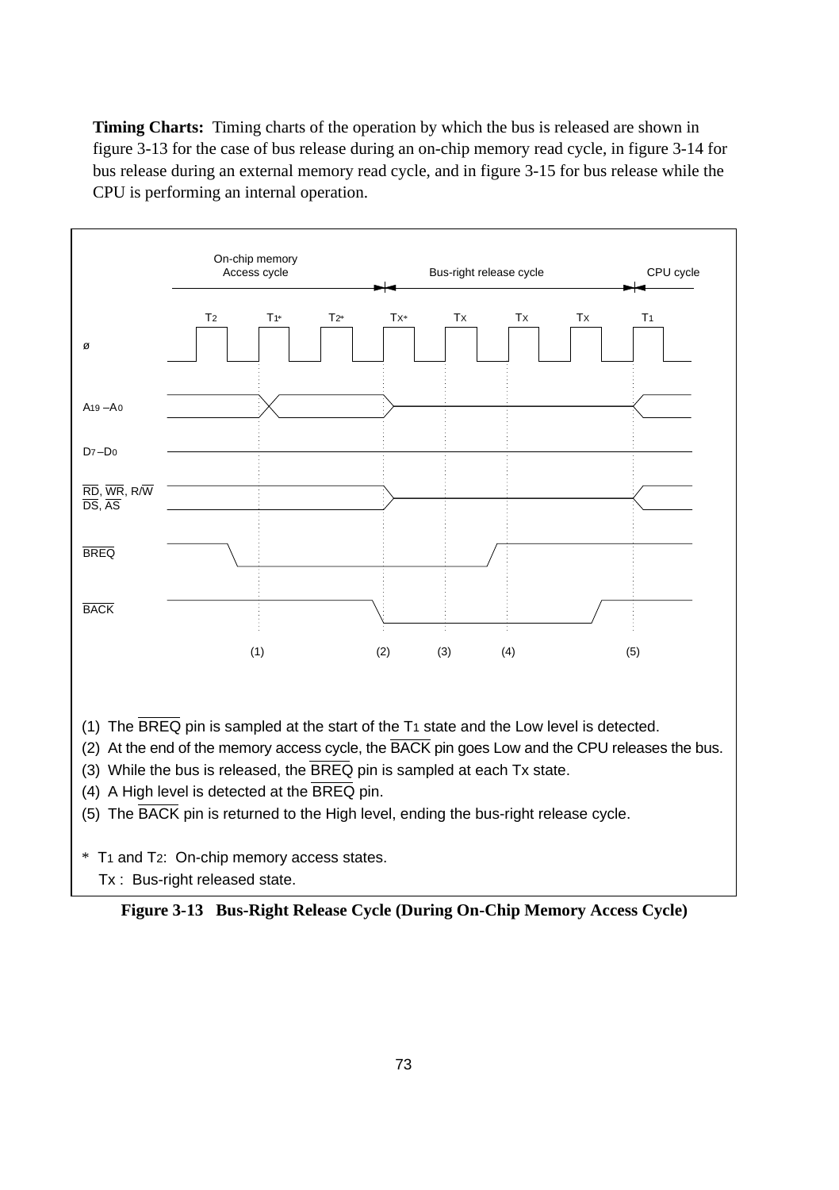**Timing Charts:** Timing charts of the operation by which the bus is released are shown in figure 3-13 for the case of bus release during an on-chip memory read cycle, in figure 3-14 for bus release during an external memory read cycle, and in figure 3-15 for bus release while the CPU is performing an internal operation.

(1) The $\overline{BREQ}$ pin is sampled at the start of the $T_1$ state and the Low level is detected.

(2) At the end of the memory access cycle, the $\overline{BACK}$ pin goes Low and the CPU releases the bus.

(3) While the bus is released, the $\overline{BREQ}$ pin is sampled at each Tx state.

(4) A High level is detected at the $\overline{BREQ}$ pin.

(5) The $\overline{BACK}$ pin is returned to the High level, ending the bus-right release cycle.

\* $T_1$ and $T_2$: On-chip memory access states.

Tx : Bus-right released state.

**Figure 3-13 Bus-Right Release Cycle (During On-Chip Memory Access Cycle)**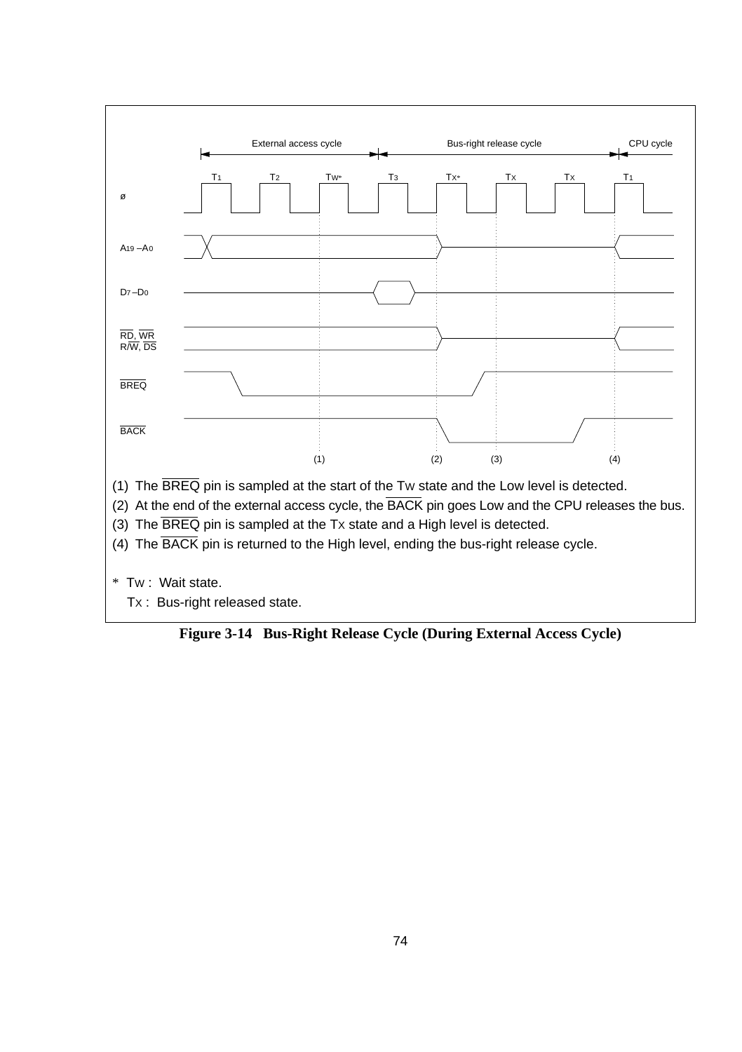(1) The $\overline{BREQ}$ pin is sampled at the start of the TW state and the Low level is detected.

(2) At the end of the external access cycle, the $\overline{BACK}$ pin goes Low and the CPU releases the bus.

(3) The $\overline{BREQ}$ pin is sampled at the TX state and a High level is detected.

(4) The $\overline{BACK}$ pin is returned to the High level, ending the bus-right release cycle.

* TW : Wait state.
  TX : Bus-right released state.

**Figure 3-14 Bus-Right Release Cycle (During External Access Cycle)**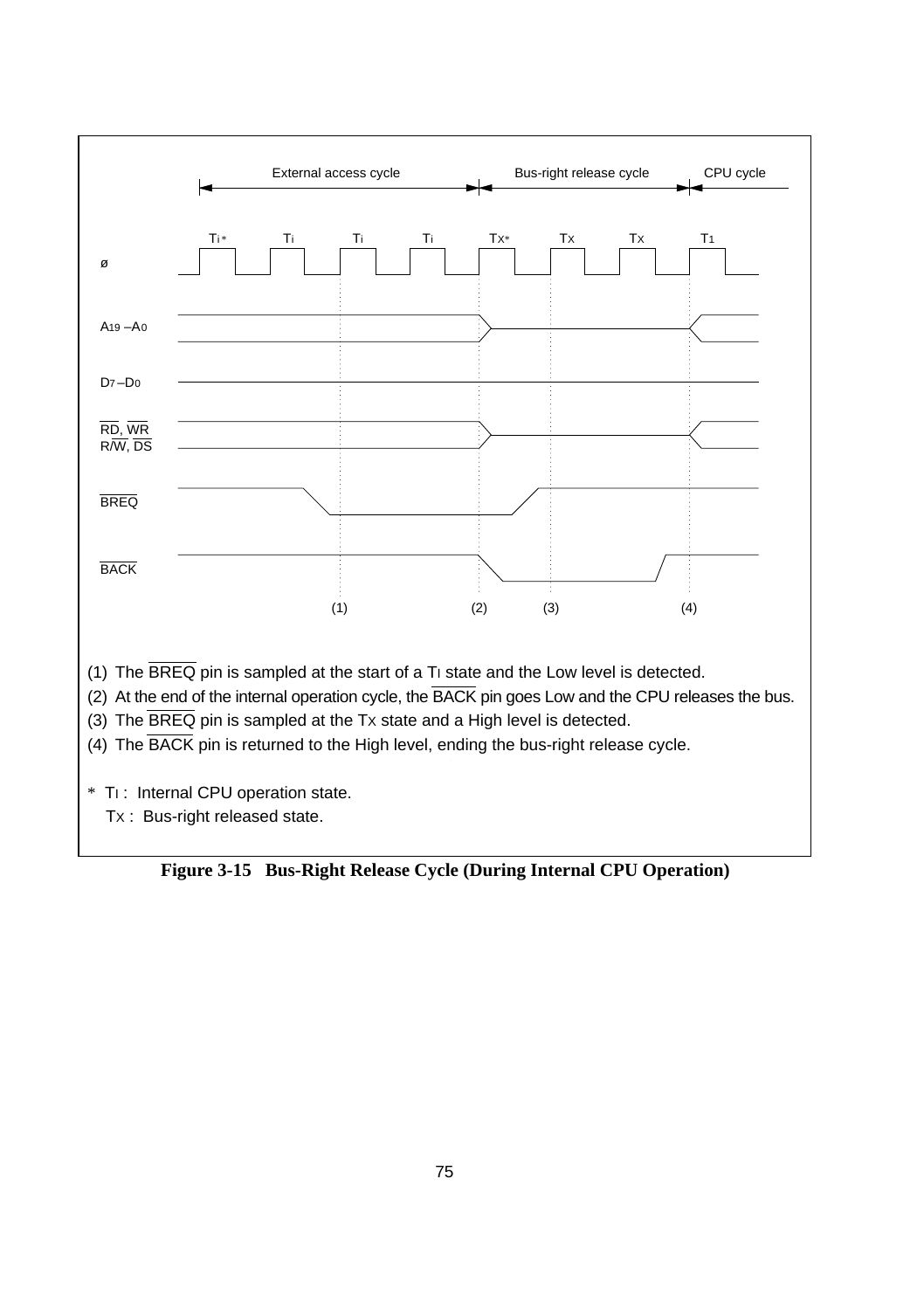External access cycle | Bus-right release cycle | CPU cycle

Ti* Ti Ti Ti Tx* Tx Tx T1

ø

A19 –A0

D7 –D0

RD, WR
R/W, DS

BREQ

BACK

(1) (2) (3) (4)

(1) The BREQ pin is sampled at the start of a TI state and the Low level is detected.

(2) At the end of the internal operation cycle, the BACK pin goes Low and the CPU releases the bus.

(3) The BREQ pin is sampled at the TX state and a High level is detected.

(4) The BACK pin is returned to the High level, ending the bus-right release cycle.

\* TI : Internal CPU operation state.

TX : Bus-right released state.

**Figure 3-15 Bus-Right Release Cycle (During Internal CPU Operation)**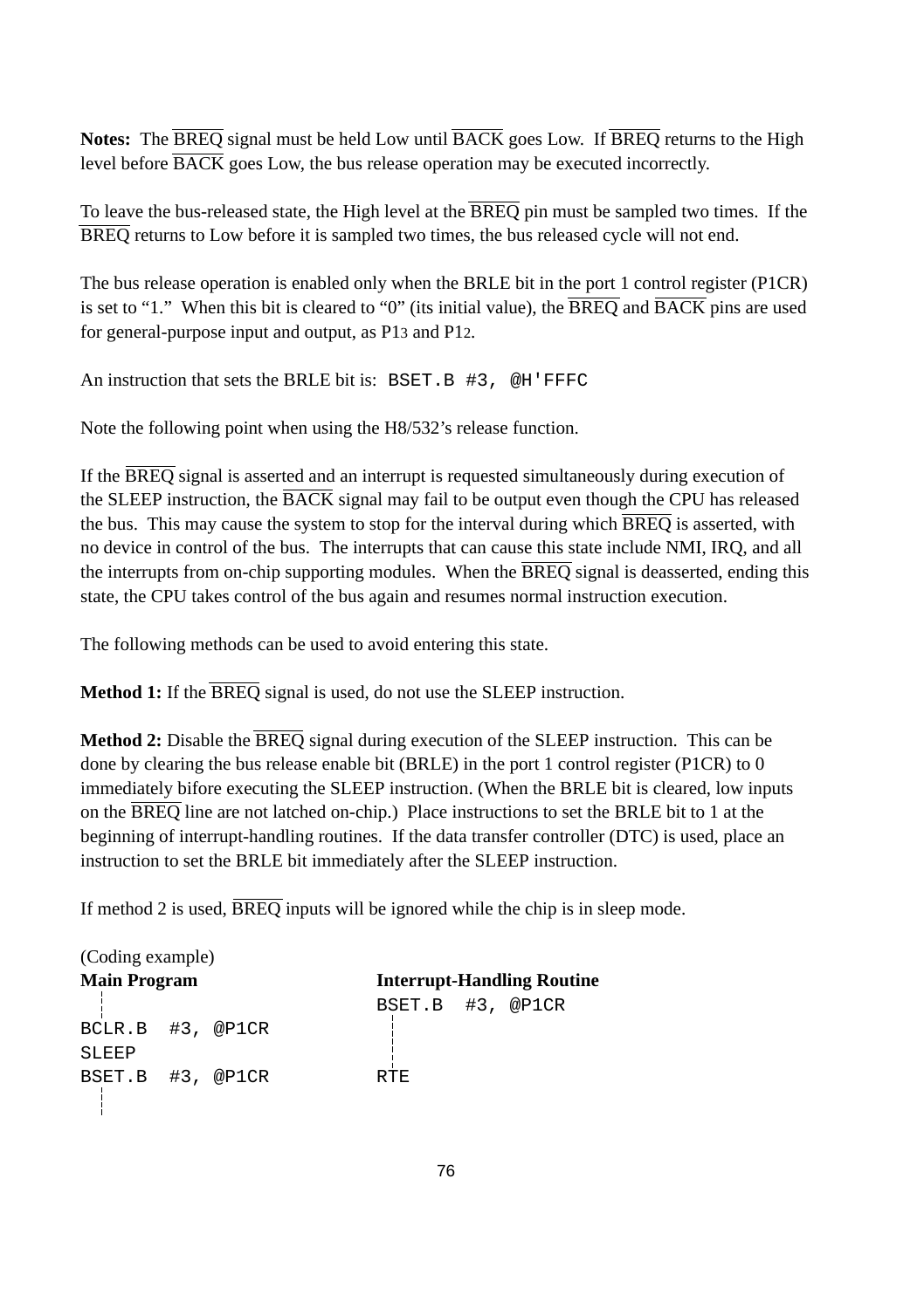**Notes:** The $\overline{\text{BREQ}}$ signal must be held Low until $\overline{\text{BACK}}$ goes Low. If $\overline{\text{BREQ}}$ returns to the High level before $\overline{\text{BACK}}$ goes Low, the bus release operation may be executed incorrectly.

To leave the bus-released state, the High level at the $\overline{\text{BREQ}}$ pin must be sampled two times. If the $\overline{\text{BREQ}}$ returns to Low before it is sampled two times, the bus released cycle will not end.

The bus release operation is enabled only when the BRLE bit in the port 1 control register (P1CR) is set to "1." When this bit is cleared to "0" (its initial value), the $\overline{\text{BREQ}}$ and $\overline{\text{BACK}}$ pins are used for general-purpose input and output, as $P1_3$ and $P1_2$.

An instruction that sets the BRLE bit is: `BSET.B #3, @H'FFFC`

Note the following point when using the H8/532's release function.

If the $\overline{\text{BREQ}}$ signal is asserted and an interrupt is requested simultaneously during execution of the SLEEP instruction, the $\overline{\text{BACK}}$ signal may fail to be output even though the CPU has released the bus. This may cause the system to stop for the interval during which $\overline{\text{BREQ}}$ is asserted, with no device in control of the bus. The interrupts that can cause this state include NMI, IRQ, and all the interrupts from on-chip supporting modules. When the $\overline{\text{BREQ}}$ signal is deasserted, ending this state, the CPU takes control of the bus again and resumes normal instruction execution.

The following methods can be used to avoid entering this state.

**Method 1:** If the $\overline{\text{BREQ}}$ signal is used, do not use the SLEEP instruction.

**Method 2:** Disable the $\overline{\text{BREQ}}$ signal during execution of the SLEEP instruction. This can be done by clearing the bus release enable bit (BRLE) in the port 1 control register (P1CR) to 0 immediately bifore executing the SLEEP instruction. (When the BRLE bit is cleared, low inputs on the $\overline{\text{BREQ}}$ line are not latched on-chip.) Place instructions to set the BRLE bit to 1 at the beginning of interrupt-handling routines. If the data transfer controller (DTC) is used, place an instruction to set the BRLE bit immediately after the SLEEP instruction.

If method 2 is used, $\overline{\text{BREQ}}$ inputs will be ignored while the chip is in sleep mode.

(Coding example)

**Main Program**

```
  ¦
BCLR.B  #3, @P1CR
SLEEP
BSET.B  #3, @P1CR
  ¦
```

**Interrupt-Handling Routine**

```
BSET.B  #3, @P1CR
  ¦
  ¦
RTE
```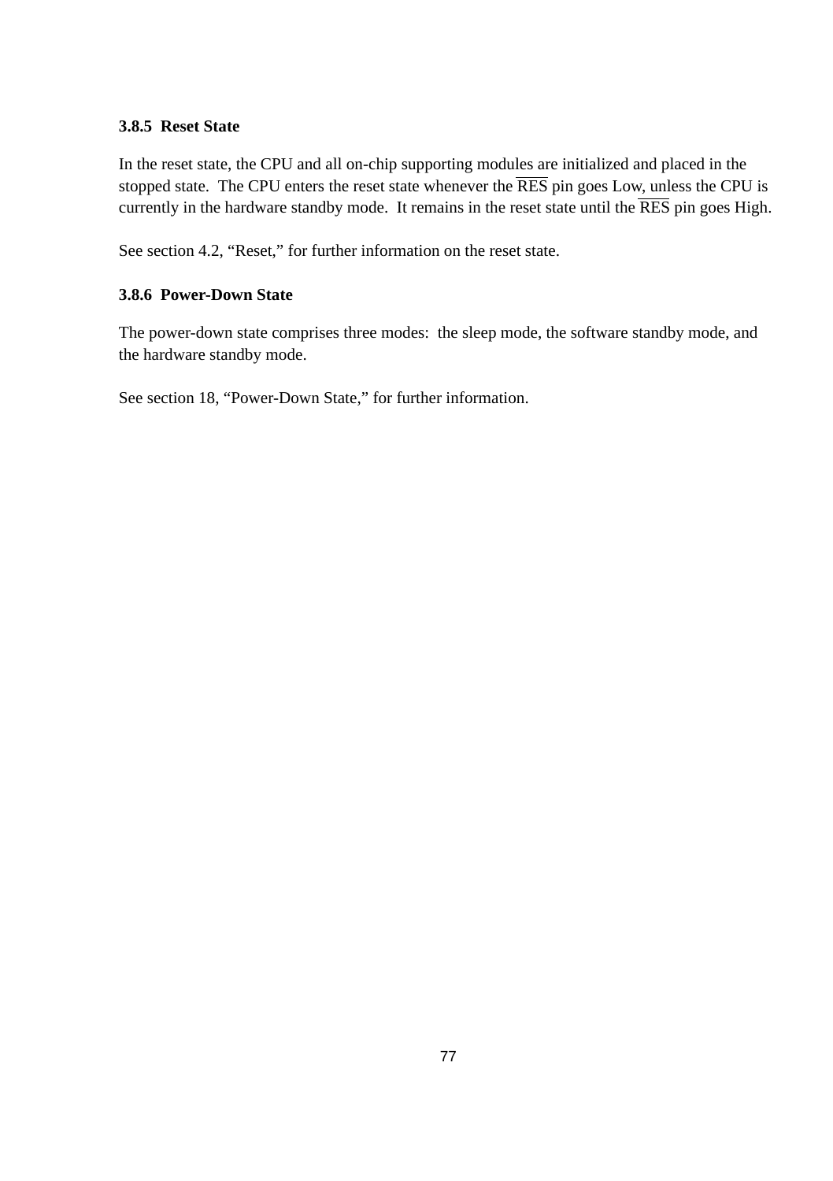### 3.8.5 Reset State

In the reset state, the CPU and all on-chip supporting modules are initialized and placed in the stopped state. The CPU enters the reset state whenever the $\overline{RES}$ pin goes Low, unless the CPU is currently in the hardware standby mode. It remains in the reset state until the $\overline{RES}$ pin goes High.

See section 4.2, “Reset,” for further information on the reset state.

### 3.8.6 Power-Down State

The power-down state comprises three modes: the sleep mode, the software standby mode, and the hardware standby mode.

See section 18, “Power-Down State,” for further information.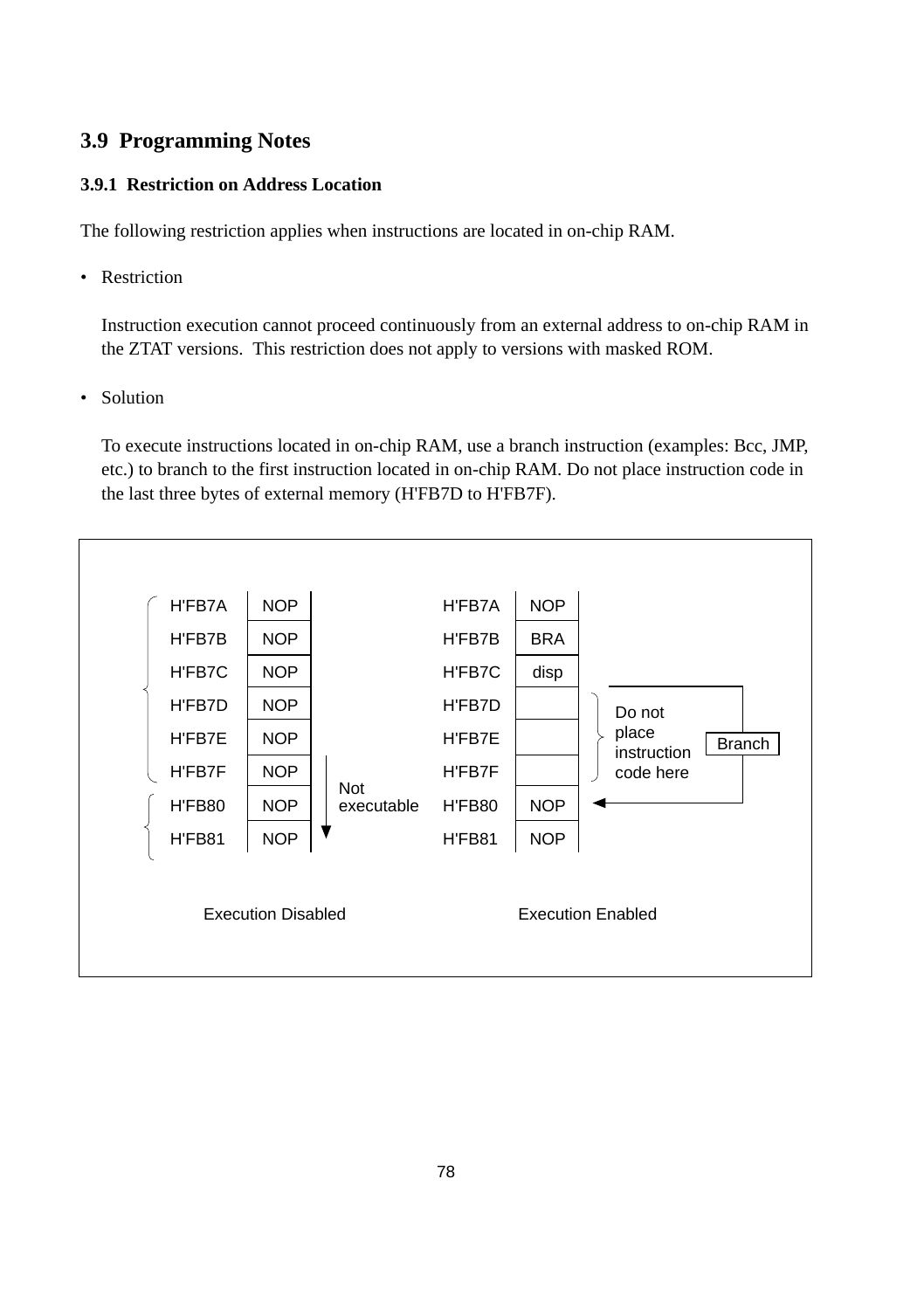## 3.9 Programming Notes

### 3.9.1 Restriction on Address Location

The following restriction applies when instructions are located in on-chip RAM.

- Restriction

  Instruction execution cannot proceed continuously from an external address to on-chip RAM in the ZTAT versions. This restriction does not apply to versions with masked ROM.

- Solution

  To execute instructions located in on-chip RAM, use a branch instruction (examples: Bcc, JMP, etc.) to branch to the first instruction located in on-chip RAM. Do not place instruction code in the last three bytes of external memory (H'FB7D to H'FB7F).

**Execution Disabled**

| Address | Instruction |
|---|---|
| H'FB7A | NOP |
| H'FB7B | NOP |
| H'FB7C | NOP |
| H'FB7D | NOP |
| H'FB7E | NOP |
| H'FB7F | NOP |
| H'FB80 | NOP |
| H'FB81 | NOP |

Not executable (H'FB7F → H'FB80)

**Execution Enabled**

| Address | Instruction |
|---|---|
| H'FB7A | NOP |
| H'FB7B | BRA |
| H'FB7C | disp |
| H'FB7D | |
| H'FB7E | |
| H'FB7F | |
| H'FB80 | NOP |
| H'FB81 | NOP |

H'FB7D to H'FB7F: Do not place instruction code here. Branch → H'FB80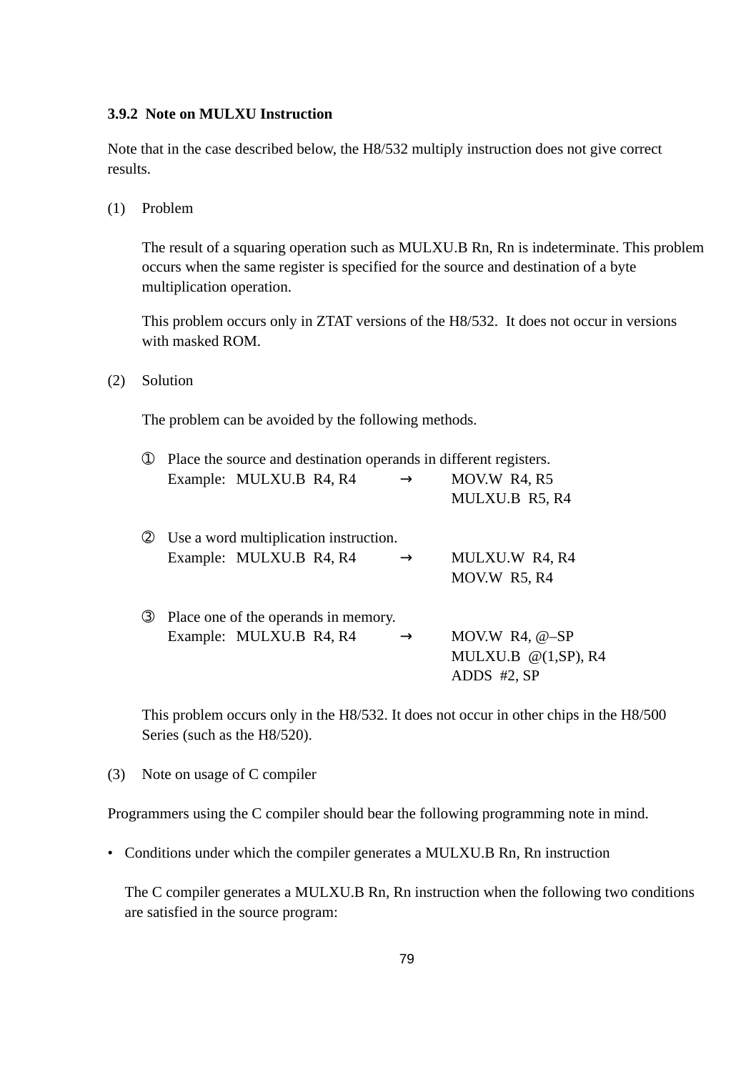### 3.9.2 Note on MULXU Instruction

Note that in the case described below, the H8/532 multiply instruction does not give correct results.

(1) Problem

The result of a squaring operation such as MULXU.B Rn, Rn is indeterminate. This problem occurs when the same register is specified for the source and destination of a byte multiplication operation.

This problem occurs only in ZTAT versions of the H8/532. It does not occur in versions with masked ROM.

(2) Solution

The problem can be avoided by the following methods.

① Place the source and destination operands in different registers.

```
Example:   MULXU.B  R4, R4     →     MOV.W  R4, R5
                                     MULXU.B  R5, R4
```

② Use a word multiplication instruction.

```
Example:   MULXU.B  R4, R4     →     MULXU.W  R4, R4
                                     MOV.W  R5, R4
```

③ Place one of the operands in memory.

```
Example:   MULXU.B  R4, R4     →     MOV.W  R4, @–SP
                                     MULXU.B  @(1,SP), R4
                                     ADDS  #2, SP
```

This problem occurs only in the H8/532. It does not occur in other chips in the H8/500 Series (such as the H8/520).

(3) Note on usage of C compiler

Programmers using the C compiler should bear the following programming note in mind.

- Conditions under which the compiler generates a MULXU.B Rn, Rn instruction

  The C compiler generates a MULXU.B Rn, Rn instruction when the following two conditions are satisfied in the source program: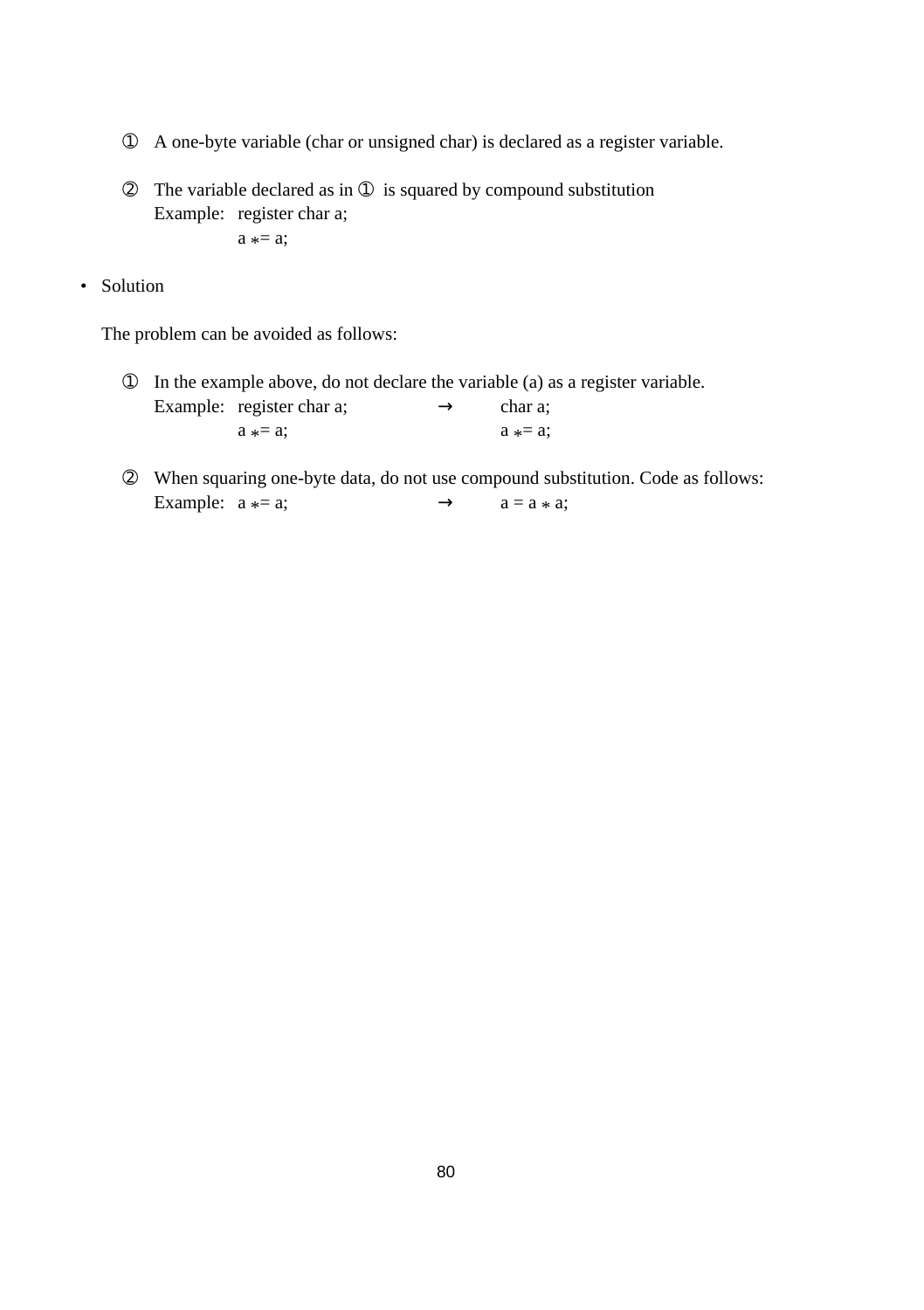① A one-byte variable (char or unsigned char) is declared as a register variable.

② The variable declared as in ① is squared by compound substitution
Example: register char a;
a *= a;

- Solution

The problem can be avoided as follows:

① In the example above, do not declare the variable (a) as a register variable.
Example: register char a; → char a;
a *= a; a *= a;

② When squaring one-byte data, do not use compound substitution. Code as follows:
Example: a *= a; → a = a * a;